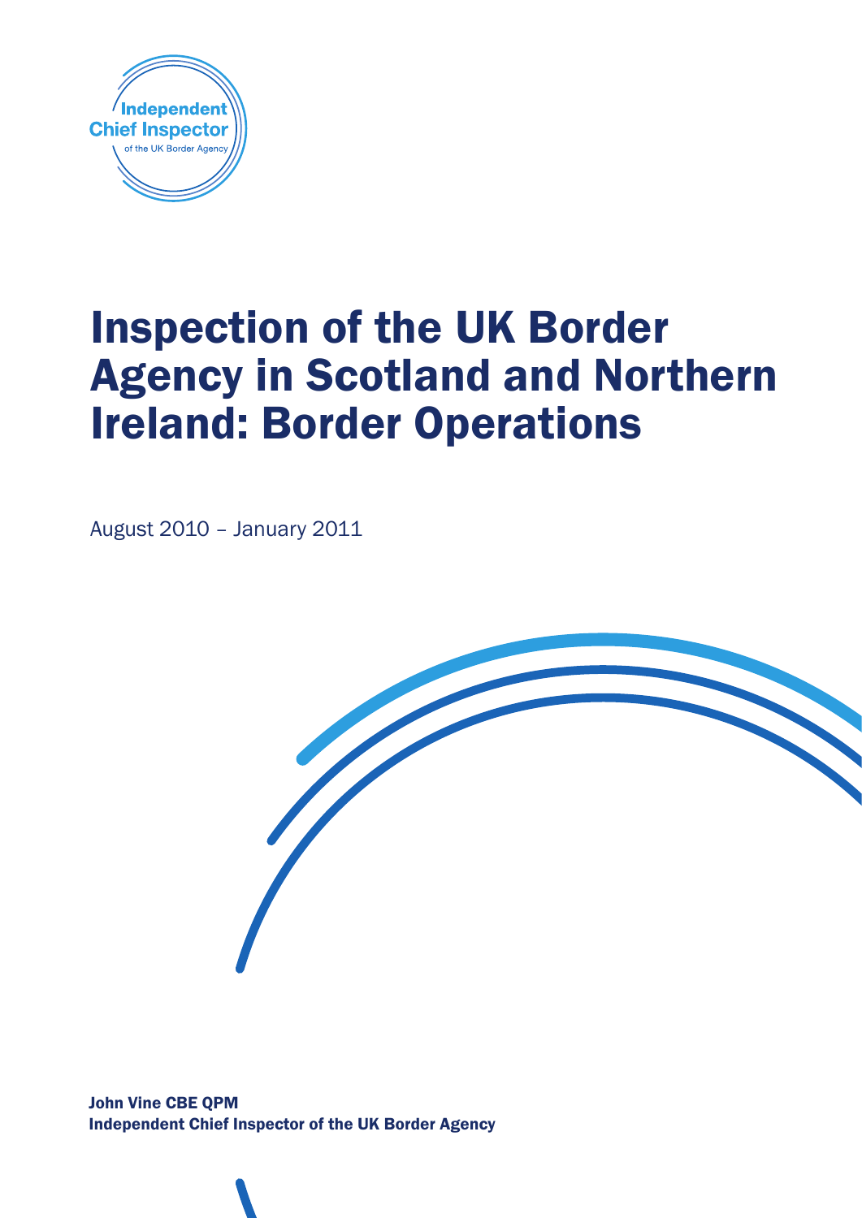Independent Chief Inspector of the UK Border Agency

# Inspection of the UK Border Agency in Scotland and Northern Ireland: Border Operations

August 2010 – January 2011

**John Vine CBE QPM**
**Independent Chief Inspector of the UK Border Agency**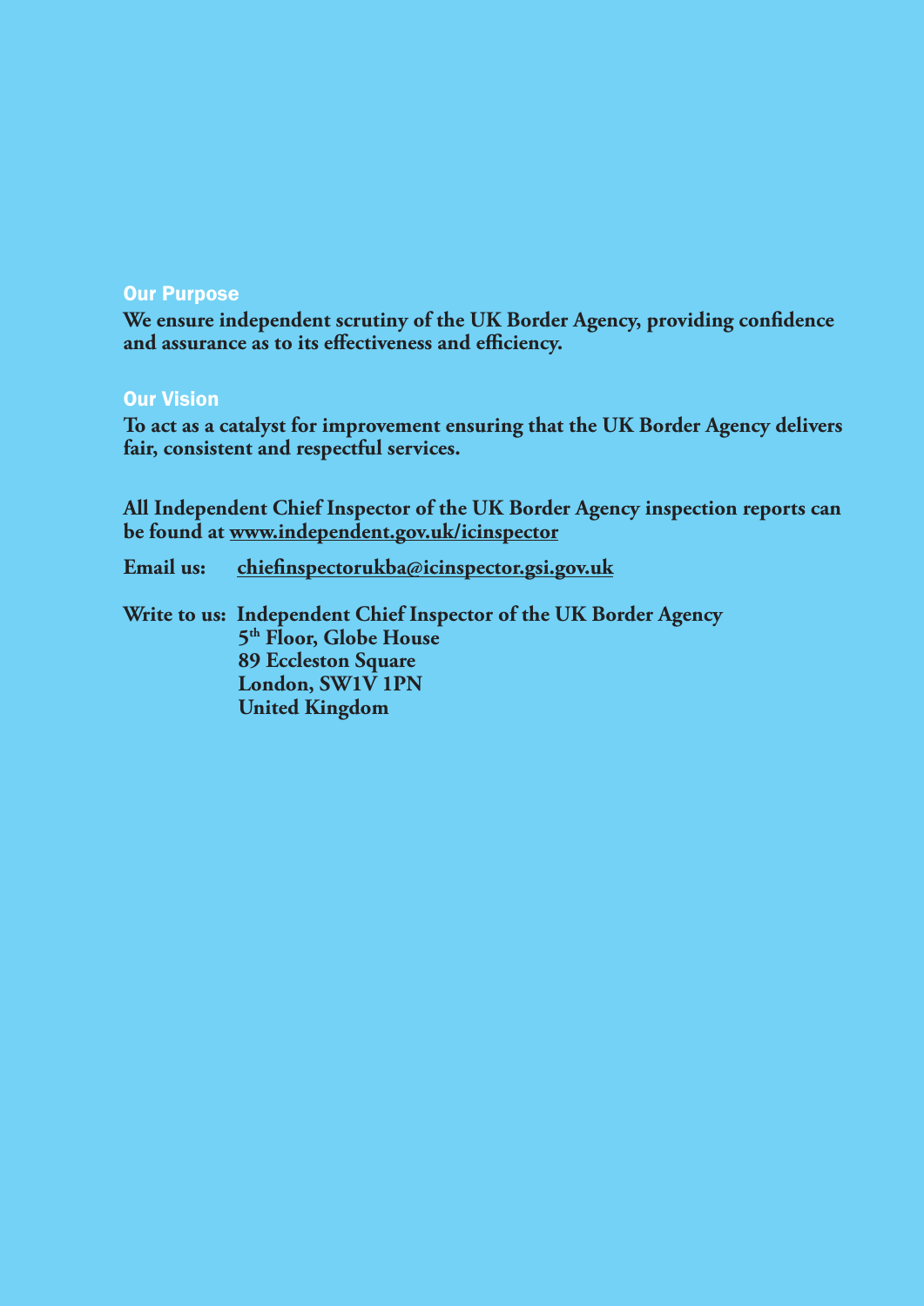## Our Purpose

**We ensure independent scrutiny of the UK Border Agency, providing confidence and assurance as to its effectiveness and efficiency.**

## Our Vision

**To act as a catalyst for improvement ensuring that the UK Border Agency delivers fair, consistent and respectful services.**

**All Independent Chief Inspector of the UK Border Agency inspection reports can be found at www.independent.gov.uk/icinspector**

**Email us:** **chiefinspectorukba@icinspector.gsi.gov.uk**

**Write to us:** **Independent Chief Inspector of the UK Border Agency**
**5th Floor, Globe House**
**89 Eccleston Square**
**London, SW1V 1PN**
**United Kingdom**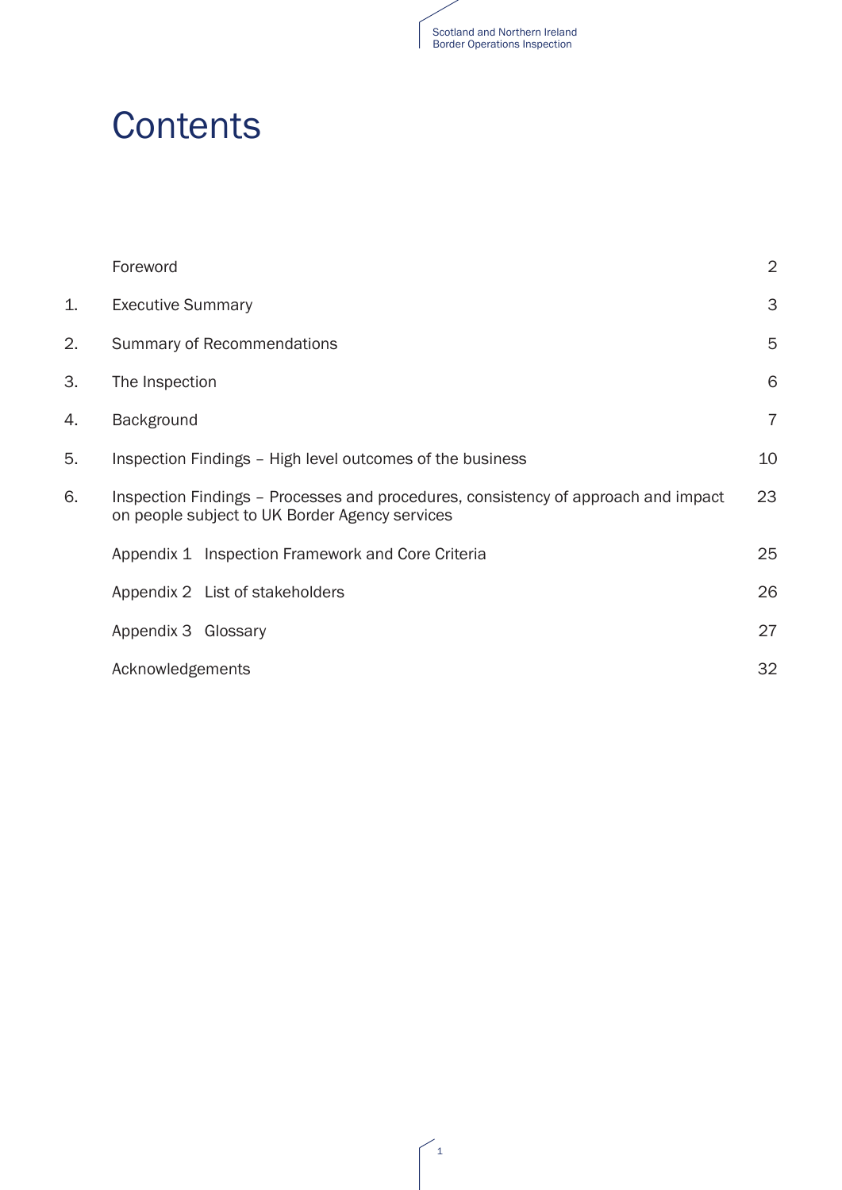# Contents

| | | |
|---|---|---|
| | Foreword | 2 |
| 1. | Executive Summary | 3 |
| 2. | Summary of Recommendations | 5 |
| 3. | The Inspection | 6 |
| 4. | Background | 7 |
| 5. | Inspection Findings – High level outcomes of the business | 10 |
| 6. | Inspection Findings – Processes and procedures, consistency of approach and impact on people subject to UK Border Agency services | 23 |
| | Appendix 1 Inspection Framework and Core Criteria | 25 |
| | Appendix 2 List of stakeholders | 26 |
| | Appendix 3 Glossary | 27 |
| | Acknowledgements | 32 |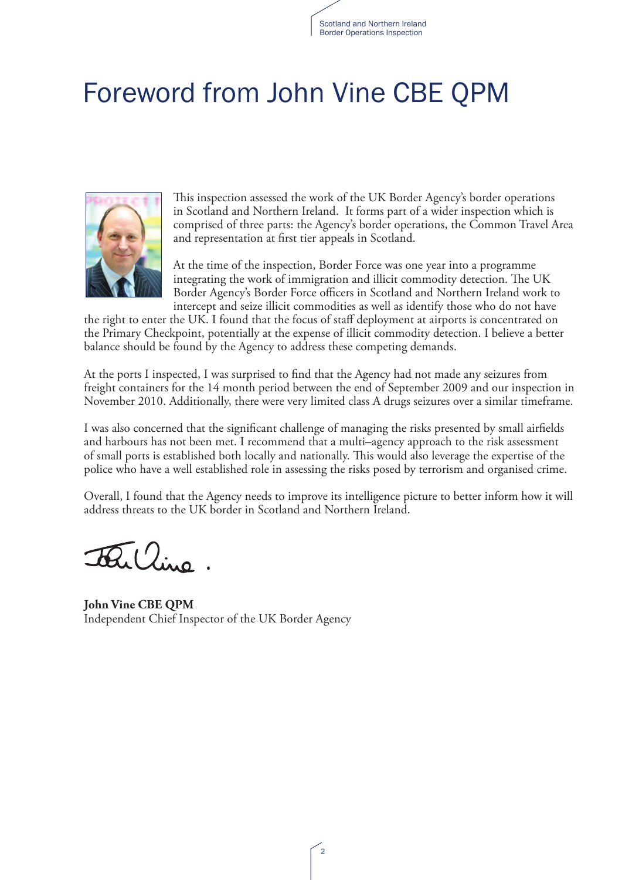# Foreword from John Vine CBE QPM

This inspection assessed the work of the UK Border Agency's border operations in Scotland and Northern Ireland. It forms part of a wider inspection which is comprised of three parts: the Agency's border operations, the Common Travel Area and representation at first tier appeals in Scotland.

At the time of the inspection, Border Force was one year into a programme integrating the work of immigration and illicit commodity detection. The UK Border Agency's Border Force officers in Scotland and Northern Ireland work to intercept and seize illicit commodities as well as identify those who do not have the right to enter the UK. I found that the focus of staff deployment at airports is concentrated on the Primary Checkpoint, potentially at the expense of illicit commodity detection. I believe a better balance should be found by the Agency to address these competing demands.

At the ports I inspected, I was surprised to find that the Agency had not made any seizures from freight containers for the 14 month period between the end of September 2009 and our inspection in November 2010. Additionally, there were very limited class A drugs seizures over a similar timeframe.

I was also concerned that the significant challenge of managing the risks presented by small airfields and harbours has not been met. I recommend that a multi–agency approach to the risk assessment of small ports is established both locally and nationally. This would also leverage the expertise of the police who have a well established role in assessing the risks posed by terrorism and organised crime.

Overall, I found that the Agency needs to improve its intelligence picture to better inform how it will address threats to the UK border in Scotland and Northern Ireland.

**John Vine CBE QPM**
Independent Chief Inspector of the UK Border Agency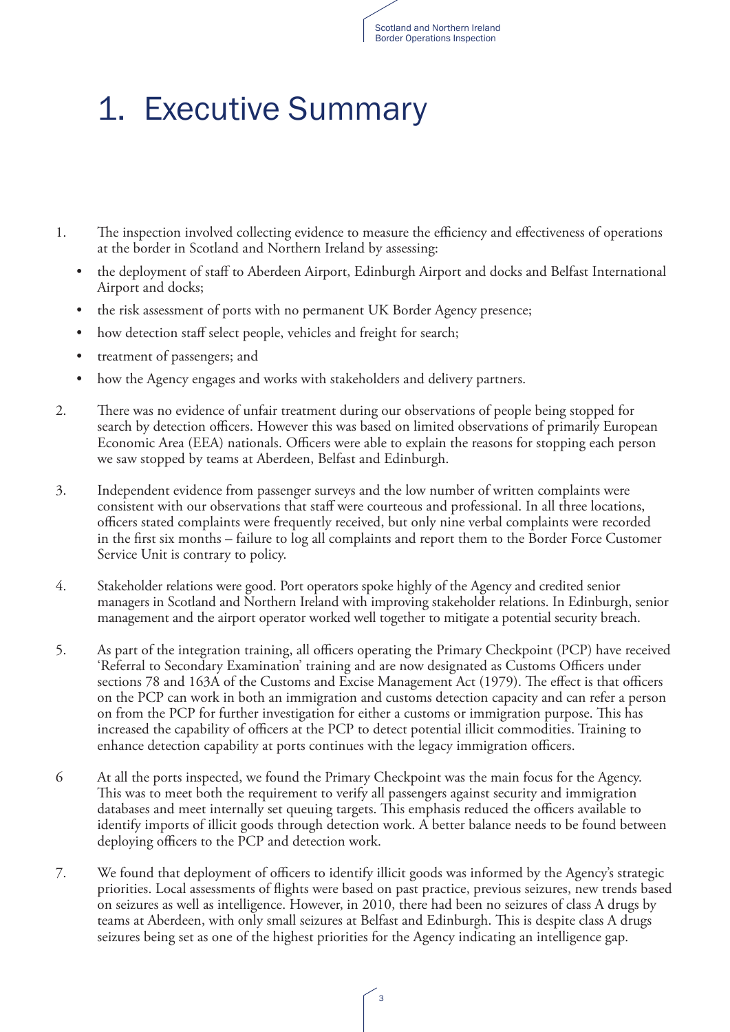# 1. Executive Summary

1. The inspection involved collecting evidence to measure the efficiency and effectiveness of operations at the border in Scotland and Northern Ireland by assessing:
   - the deployment of staff to Aberdeen Airport, Edinburgh Airport and docks and Belfast International Airport and docks;
   - the risk assessment of ports with no permanent UK Border Agency presence;
   - how detection staff select people, vehicles and freight for search;
   - treatment of passengers; and
   - how the Agency engages and works with stakeholders and delivery partners.

2. There was no evidence of unfair treatment during our observations of people being stopped for search by detection officers. However this was based on limited observations of primarily European Economic Area (EEA) nationals. Officers were able to explain the reasons for stopping each person we saw stopped by teams at Aberdeen, Belfast and Edinburgh.

3. Independent evidence from passenger surveys and the low number of written complaints were consistent with our observations that staff were courteous and professional. In all three locations, officers stated complaints were frequently received, but only nine verbal complaints were recorded in the first six months – failure to log all complaints and report them to the Border Force Customer Service Unit is contrary to policy.

4. Stakeholder relations were good. Port operators spoke highly of the Agency and credited senior managers in Scotland and Northern Ireland with improving stakeholder relations. In Edinburgh, senior management and the airport operator worked well together to mitigate a potential security breach.

5. As part of the integration training, all officers operating the Primary Checkpoint (PCP) have received 'Referral to Secondary Examination' training and are now designated as Customs Officers under sections 78 and 163A of the Customs and Excise Management Act (1979). The effect is that officers on the PCP can work in both an immigration and customs detection capacity and can refer a person on from the PCP for further investigation for either a customs or immigration purpose. This has increased the capability of officers at the PCP to detect potential illicit commodities. Training to enhance detection capability at ports continues with the legacy immigration officers.

6. At all the ports inspected, we found the Primary Checkpoint was the main focus for the Agency. This was to meet both the requirement to verify all passengers against security and immigration databases and meet internally set queuing targets. This emphasis reduced the officers available to identify imports of illicit goods through detection work. A better balance needs to be found between deploying officers to the PCP and detection work.

7. We found that deployment of officers to identify illicit goods was informed by the Agency's strategic priorities. Local assessments of flights were based on past practice, previous seizures, new trends based on seizures as well as intelligence. However, in 2010, there had been no seizures of class A drugs by teams at Aberdeen, with only small seizures at Belfast and Edinburgh. This is despite class A drugs seizures being set as one of the highest priorities for the Agency indicating an intelligence gap.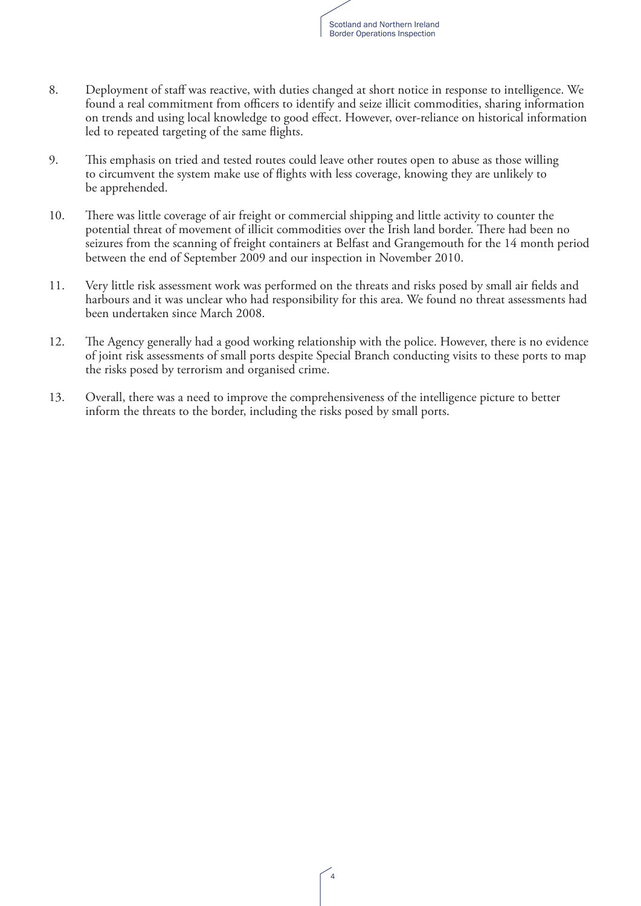8. Deployment of staff was reactive, with duties changed at short notice in response to intelligence. We found a real commitment from officers to identify and seize illicit commodities, sharing information on trends and using local knowledge to good effect. However, over-reliance on historical information led to repeated targeting of the same flights.

9. This emphasis on tried and tested routes could leave other routes open to abuse as those willing to circumvent the system make use of flights with less coverage, knowing they are unlikely to be apprehended.

10. There was little coverage of air freight or commercial shipping and little activity to counter the potential threat of movement of illicit commodities over the Irish land border. There had been no seizures from the scanning of freight containers at Belfast and Grangemouth for the 14 month period between the end of September 2009 and our inspection in November 2010.

11. Very little risk assessment work was performed on the threats and risks posed by small air fields and harbours and it was unclear who had responsibility for this area. We found no threat assessments had been undertaken since March 2008.

12. The Agency generally had a good working relationship with the police. However, there is no evidence of joint risk assessments of small ports despite Special Branch conducting visits to these ports to map the risks posed by terrorism and organised crime.

13. Overall, there was a need to improve the comprehensiveness of the intelligence picture to better inform the threats to the border, including the risks posed by small ports.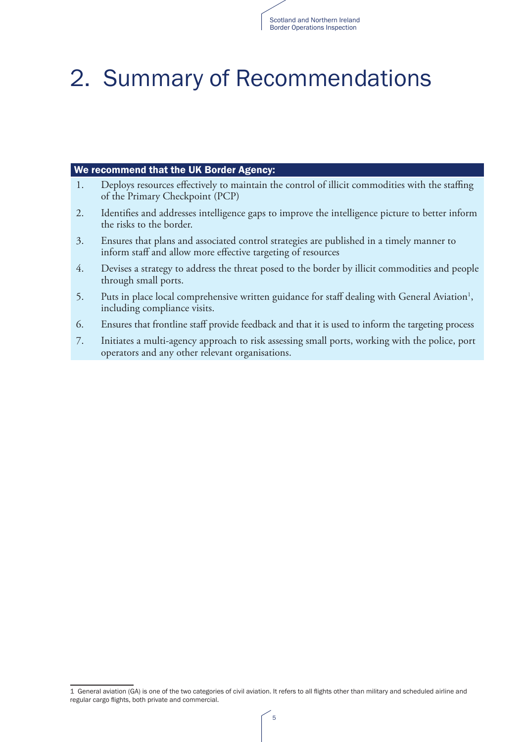# 2. Summary of Recommendations

**We recommend that the UK Border Agency:**

1. Deploys resources effectively to maintain the control of illicit commodities with the staffing of the Primary Checkpoint (PCP)
2. Identifies and addresses intelligence gaps to improve the intelligence picture to better inform the risks to the border.
3. Ensures that plans and associated control strategies are published in a timely manner to inform staff and allow more effective targeting of resources
4. Devises a strategy to address the threat posed to the border by illicit commodities and people through small ports.
5. Puts in place local comprehensive written guidance for staff dealing with General Aviation[1], including compliance visits.
6. Ensures that frontline staff provide feedback and that it is used to inform the targeting process
7. Initiates a multi-agency approach to risk assessing small ports, working with the police, port operators and any other relevant organisations.

---

1 General aviation (GA) is one of the two categories of civil aviation. It refers to all flights other than military and scheduled airline and regular cargo flights, both private and commercial.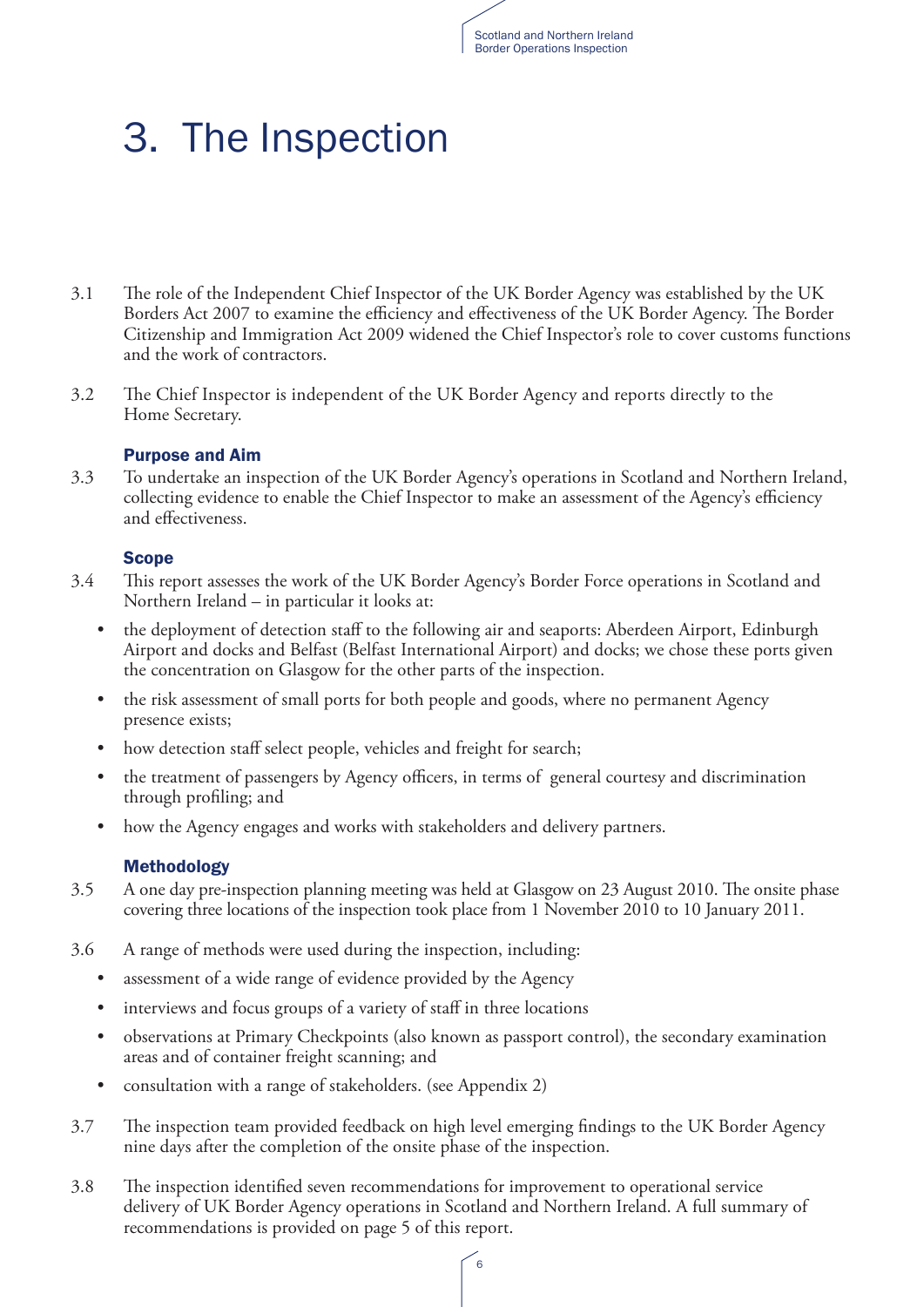# 3. The Inspection

3.1 The role of the Independent Chief Inspector of the UK Border Agency was established by the UK Borders Act 2007 to examine the efficiency and effectiveness of the UK Border Agency. The Border Citizenship and Immigration Act 2009 widened the Chief Inspector's role to cover customs functions and the work of contractors.

3.2 The Chief Inspector is independent of the UK Border Agency and reports directly to the Home Secretary.

### Purpose and Aim

3.3 To undertake an inspection of the UK Border Agency's operations in Scotland and Northern Ireland, collecting evidence to enable the Chief Inspector to make an assessment of the Agency's efficiency and effectiveness.

### Scope

3.4 This report assesses the work of the UK Border Agency's Border Force operations in Scotland and Northern Ireland – in particular it looks at:

- the deployment of detection staff to the following air and seaports: Aberdeen Airport, Edinburgh Airport and docks and Belfast (Belfast International Airport) and docks; we chose these ports given the concentration on Glasgow for the other parts of the inspection.
- the risk assessment of small ports for both people and goods, where no permanent Agency presence exists;
- how detection staff select people, vehicles and freight for search;
- the treatment of passengers by Agency officers, in terms of general courtesy and discrimination through profiling; and
- how the Agency engages and works with stakeholders and delivery partners.

### Methodology

3.5 A one day pre-inspection planning meeting was held at Glasgow on 23 August 2010. The onsite phase covering three locations of the inspection took place from 1 November 2010 to 10 January 2011.

3.6 A range of methods were used during the inspection, including:

- assessment of a wide range of evidence provided by the Agency
- interviews and focus groups of a variety of staff in three locations
- observations at Primary Checkpoints (also known as passport control), the secondary examination areas and of container freight scanning; and
- consultation with a range of stakeholders. (see Appendix 2)

3.7 The inspection team provided feedback on high level emerging findings to the UK Border Agency nine days after the completion of the onsite phase of the inspection.

3.8 The inspection identified seven recommendations for improvement to operational service delivery of UK Border Agency operations in Scotland and Northern Ireland. A full summary of recommendations is provided on page 5 of this report.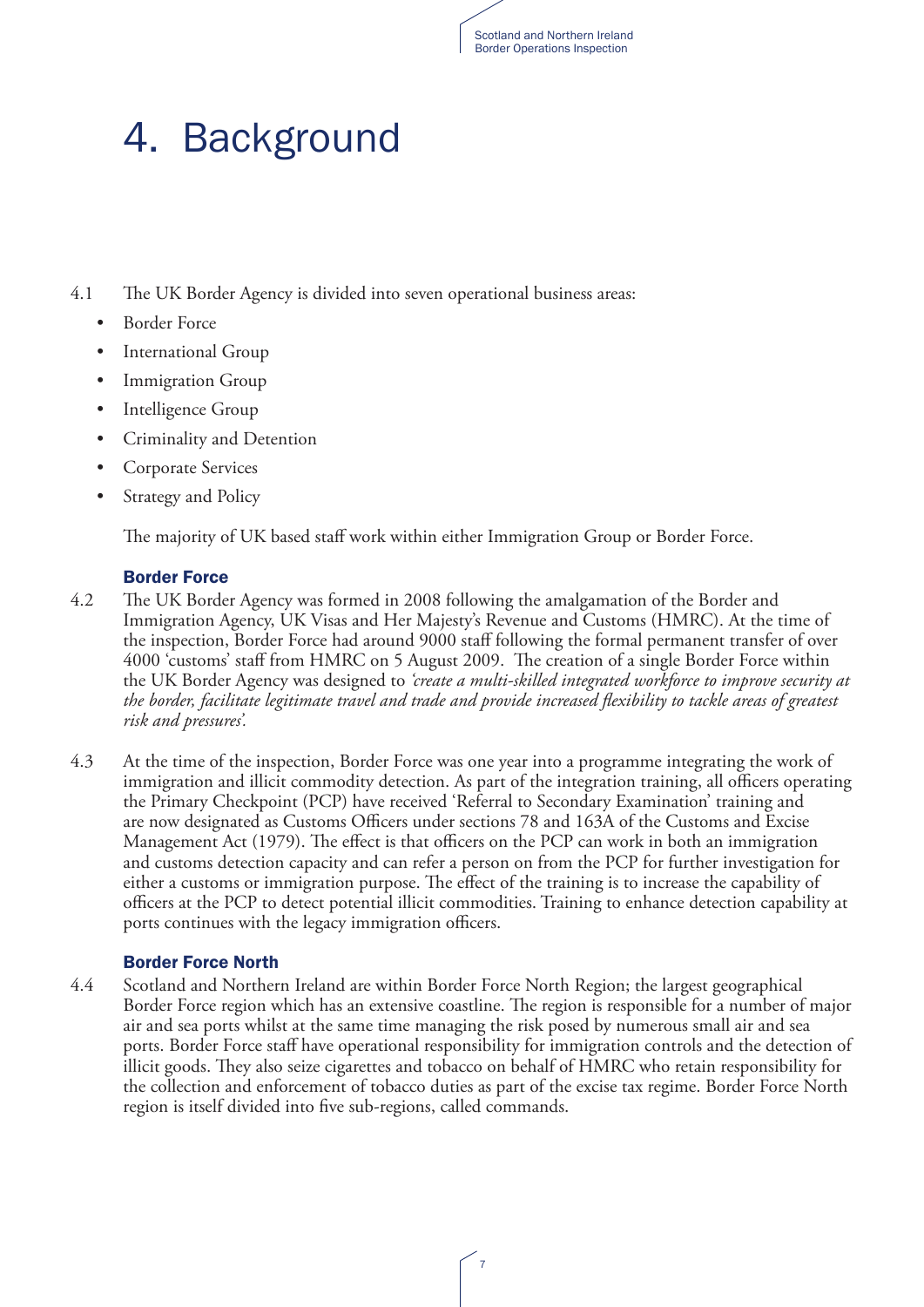# 4. Background

4.1 The UK Border Agency is divided into seven operational business areas:

- Border Force
- International Group
- Immigration Group
- Intelligence Group
- Criminality and Detention
- Corporate Services
- Strategy and Policy

The majority of UK based staff work within either Immigration Group or Border Force.

### Border Force

4.2 The UK Border Agency was formed in 2008 following the amalgamation of the Border and Immigration Agency, UK Visas and Her Majesty's Revenue and Customs (HMRC). At the time of the inspection, Border Force had around 9000 staff following the formal permanent transfer of over 4000 'customs' staff from HMRC on 5 August 2009. The creation of a single Border Force within the UK Border Agency was designed to *'create a multi-skilled integrated workforce to improve security at the border, facilitate legitimate travel and trade and provide increased flexibility to tackle areas of greatest risk and pressures'.*

4.3 At the time of the inspection, Border Force was one year into a programme integrating the work of immigration and illicit commodity detection. As part of the integration training, all officers operating the Primary Checkpoint (PCP) have received 'Referral to Secondary Examination' training and are now designated as Customs Officers under sections 78 and 163A of the Customs and Excise Management Act (1979). The effect is that officers on the PCP can work in both an immigration and customs detection capacity and can refer a person on from the PCP for further investigation for either a customs or immigration purpose. The effect of the training is to increase the capability of officers at the PCP to detect potential illicit commodities. Training to enhance detection capability at ports continues with the legacy immigration officers.

### Border Force North

4.4 Scotland and Northern Ireland are within Border Force North Region; the largest geographical Border Force region which has an extensive coastline. The region is responsible for a number of major air and sea ports whilst at the same time managing the risk posed by numerous small air and sea ports. Border Force staff have operational responsibility for immigration controls and the detection of illicit goods. They also seize cigarettes and tobacco on behalf of HMRC who retain responsibility for the collection and enforcement of tobacco duties as part of the excise tax regime. Border Force North region is itself divided into five sub-regions, called commands.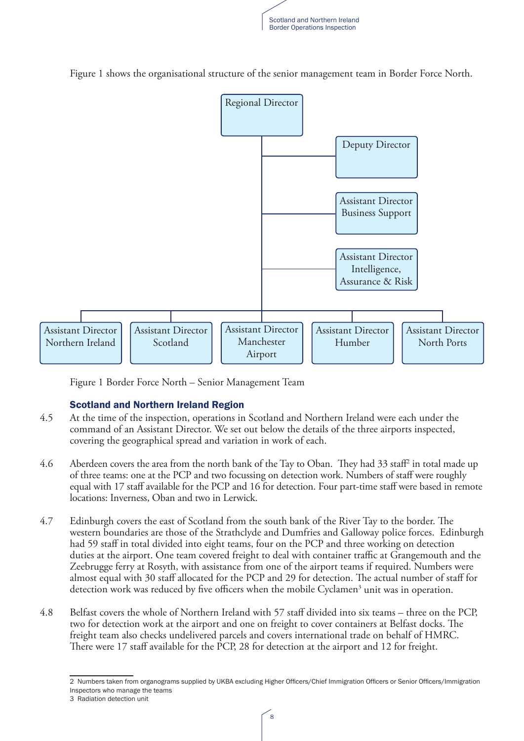Figure 1 shows the organisational structure of the senior management team in Border Force North.

Regional Director

Deputy Director

Assistant Director Business Support

Assistant Director Intelligence, Assurance & Risk

Assistant Director Northern Ireland

Assistant Director Scotland

Assistant Director Manchester Airport

Assistant Director Humber

Assistant Director North Ports

Figure 1 Border Force North – Senior Management Team

### Scotland and Northern Ireland Region

4.5 At the time of the inspection, operations in Scotland and Northern Ireland were each under the command of an Assistant Director. We set out below the details of the three airports inspected, covering the geographical spread and variation in work of each.

4.6 Aberdeen covers the area from the north bank of the Tay to Oban. They had 33 staff[2] in total made up of three teams: one at the PCP and two focussing on detection work. Numbers of staff were roughly equal with 17 staff available for the PCP and 16 for detection. Four part-time staff were based in remote locations: Inverness, Oban and two in Lerwick.

4.7 Edinburgh covers the east of Scotland from the south bank of the River Tay to the border. The western boundaries are those of the Strathclyde and Dumfries and Galloway police forces. Edinburgh had 59 staff in total divided into eight teams, four on the PCP and three working on detection duties at the airport. One team covered freight to deal with container traffic at Grangemouth and the Zeebrugge ferry at Rosyth, with assistance from one of the airport teams if required. Numbers were almost equal with 30 staff allocated for the PCP and 29 for detection. The actual number of staff for detection work was reduced by five officers when the mobile Cyclamen[3] unit was in operation.

4.8 Belfast covers the whole of Northern Ireland with 57 staff divided into six teams – three on the PCP, two for detection work at the airport and one on freight to cover containers at Belfast docks. The freight team also checks undelivered parcels and covers international trade on behalf of HMRC. There were 17 staff available for the PCP, 28 for detection at the airport and 12 for freight.

2 Numbers taken from organograms supplied by UKBA excluding Higher Officers/Chief Immigration Officers or Senior Officers/Immigration Inspectors who manage the teams

3 Radiation detection unit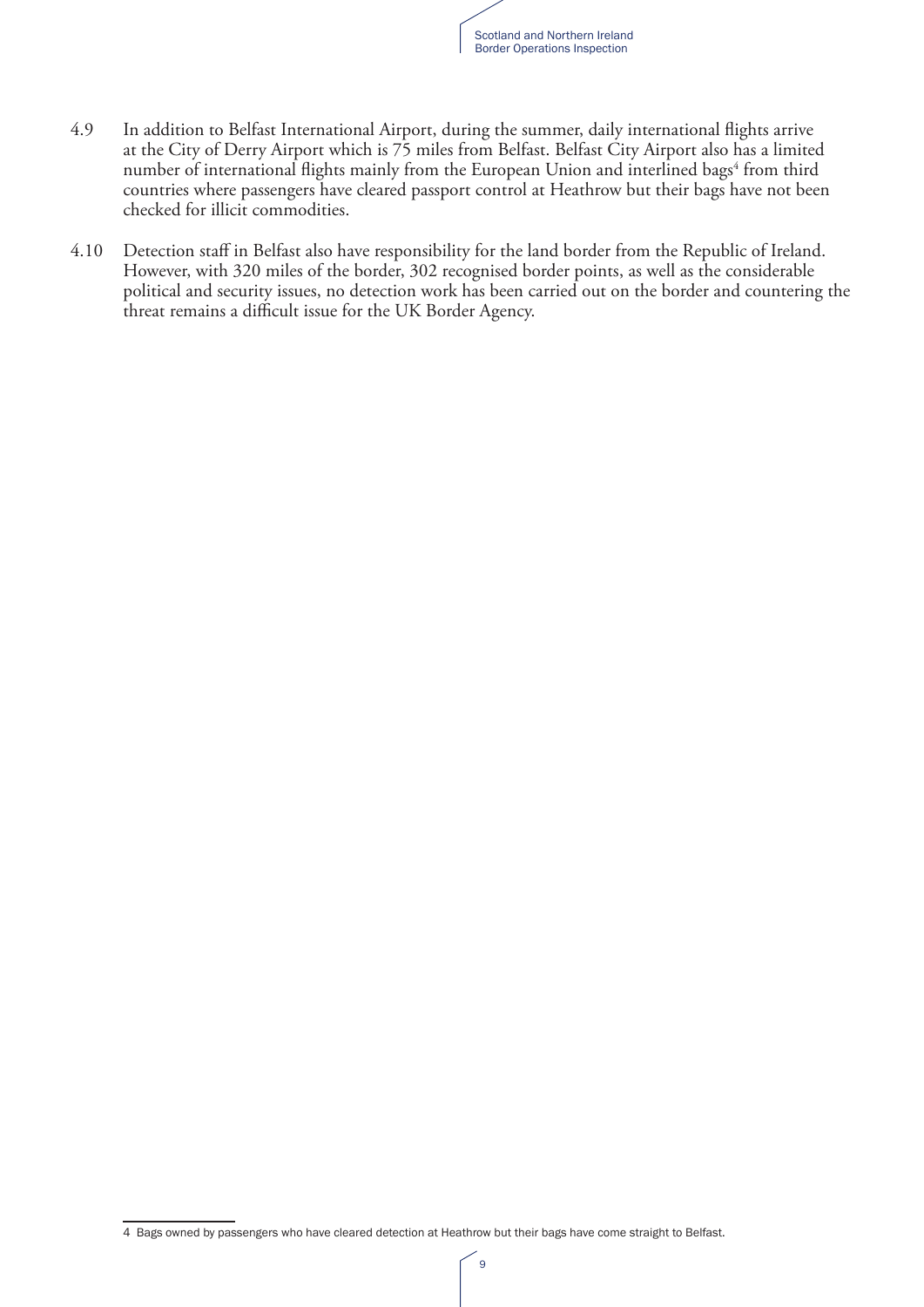4.9 In addition to Belfast International Airport, during the summer, daily international flights arrive at the City of Derry Airport which is 75 miles from Belfast. Belfast City Airport also has a limited number of international flights mainly from the European Union and interlined bags[4] from third countries where passengers have cleared passport control at Heathrow but their bags have not been checked for illicit commodities.

4.10 Detection staff in Belfast also have responsibility for the land border from the Republic of Ireland. However, with 320 miles of the border, 302 recognised border points, as well as the considerable political and security issues, no detection work has been carried out on the border and countering the threat remains a difficult issue for the UK Border Agency.

4 Bags owned by passengers who have cleared detection at Heathrow but their bags have come straight to Belfast.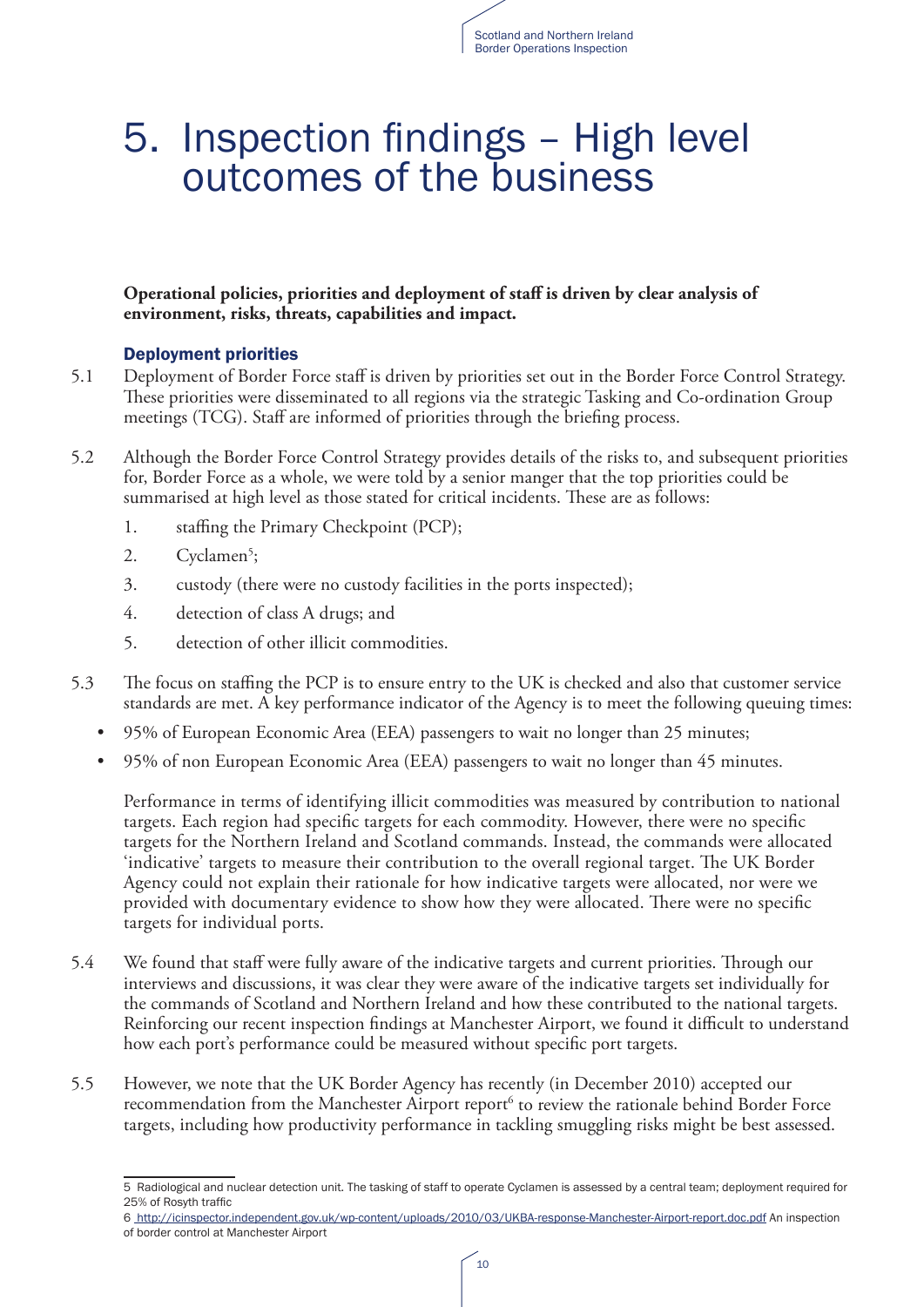# 5. Inspection findings – High level outcomes of the business

**Operational policies, priorities and deployment of staff is driven by clear analysis of environment, risks, threats, capabilities and impact.**

### Deployment priorities

5.1 Deployment of Border Force staff is driven by priorities set out in the Border Force Control Strategy. These priorities were disseminated to all regions via the strategic Tasking and Co-ordination Group meetings (TCG). Staff are informed of priorities through the briefing process.

5.2 Although the Border Force Control Strategy provides details of the risks to, and subsequent priorities for, Border Force as a whole, we were told by a senior manger that the top priorities could be summarised at high level as those stated for critical incidents. These are as follows:

1. staffing the Primary Checkpoint (PCP);
2. Cyclamen[5];
3. custody (there were no custody facilities in the ports inspected);
4. detection of class A drugs; and
5. detection of other illicit commodities.

5.3 The focus on staffing the PCP is to ensure entry to the UK is checked and also that customer service standards are met. A key performance indicator of the Agency is to meet the following queuing times:

- 95% of European Economic Area (EEA) passengers to wait no longer than 25 minutes;
- 95% of non European Economic Area (EEA) passengers to wait no longer than 45 minutes.

Performance in terms of identifying illicit commodities was measured by contribution to national targets. Each region had specific targets for each commodity. However, there were no specific targets for the Northern Ireland and Scotland commands. Instead, the commands were allocated 'indicative' targets to measure their contribution to the overall regional target. The UK Border Agency could not explain their rationale for how indicative targets were allocated, nor were we provided with documentary evidence to show how they were allocated. There were no specific targets for individual ports.

5.4 We found that staff were fully aware of the indicative targets and current priorities. Through our interviews and discussions, it was clear they were aware of the indicative targets set individually for the commands of Scotland and Northern Ireland and how these contributed to the national targets. Reinforcing our recent inspection findings at Manchester Airport, we found it difficult to understand how each port's performance could be measured without specific port targets.

5.5 However, we note that the UK Border Agency has recently (in December 2010) accepted our recommendation from the Manchester Airport report[6] to review the rationale behind Border Force targets, including how productivity performance in tackling smuggling risks might be best assessed.

---

5 Radiological and nuclear detection unit. The tasking of staff to operate Cyclamen is assessed by a central team; deployment required for 25% of Rosyth traffic

6 http://icinspector.independent.gov.uk/wp-content/uploads/2010/03/UKBA-response-Manchester-Airport-report.doc.pdf An inspection of border control at Manchester Airport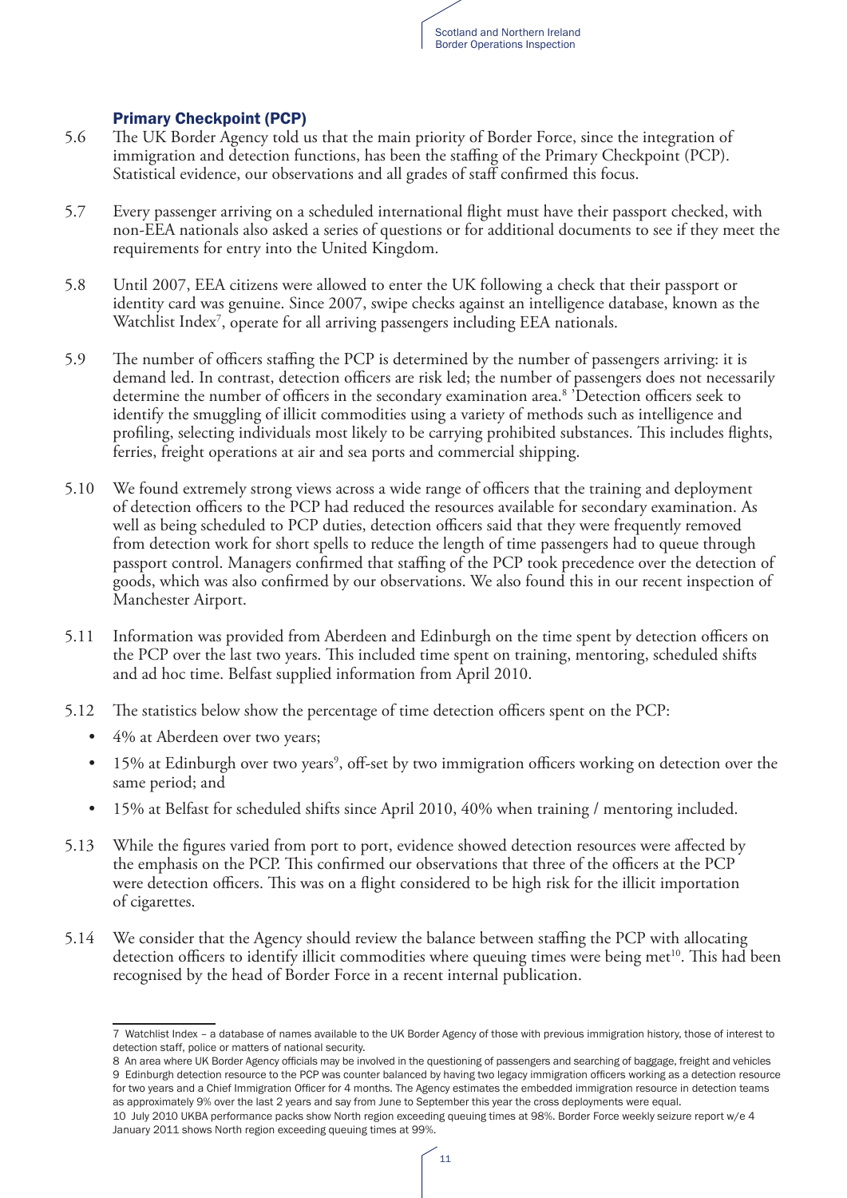### Primary Checkpoint (PCP)

5.6 The UK Border Agency told us that the main priority of Border Force, since the integration of immigration and detection functions, has been the staffing of the Primary Checkpoint (PCP). Statistical evidence, our observations and all grades of staff confirmed this focus.

5.7 Every passenger arriving on a scheduled international flight must have their passport checked, with non-EEA nationals also asked a series of questions or for additional documents to see if they meet the requirements for entry into the United Kingdom.

5.8 Until 2007, EEA citizens were allowed to enter the UK following a check that their passport or identity card was genuine. Since 2007, swipe checks against an intelligence database, known as the Watchlist Index[7], operate for all arriving passengers including EEA nationals.

5.9 The number of officers staffing the PCP is determined by the number of passengers arriving: it is demand led. In contrast, detection officers are risk led; the number of passengers does not necessarily determine the number of officers in the secondary examination area.[8] 'Detection officers seek to identify the smuggling of illicit commodities using a variety of methods such as intelligence and profiling, selecting individuals most likely to be carrying prohibited substances. This includes flights, ferries, freight operations at air and sea ports and commercial shipping.

5.10 We found extremely strong views across a wide range of officers that the training and deployment of detection officers to the PCP had reduced the resources available for secondary examination. As well as being scheduled to PCP duties, detection officers said that they were frequently removed from detection work for short spells to reduce the length of time passengers had to queue through passport control. Managers confirmed that staffing of the PCP took precedence over the detection of goods, which was also confirmed by our observations. We also found this in our recent inspection of Manchester Airport.

5.11 Information was provided from Aberdeen and Edinburgh on the time spent by detection officers on the PCP over the last two years. This included time spent on training, mentoring, scheduled shifts and ad hoc time. Belfast supplied information from April 2010.

5.12 The statistics below show the percentage of time detection officers spent on the PCP:

- 4% at Aberdeen over two years;
- 15% at Edinburgh over two years[9], off-set by two immigration officers working on detection over the same period; and
- 15% at Belfast for scheduled shifts since April 2010, 40% when training / mentoring included.

5.13 While the figures varied from port to port, evidence showed detection resources were affected by the emphasis on the PCP. This confirmed our observations that three of the officers at the PCP were detection officers. This was on a flight considered to be high risk for the illicit importation of cigarettes.

5.14 We consider that the Agency should review the balance between staffing the PCP with allocating detection officers to identify illicit commodities where queuing times were being met[10]. This had been recognised by the head of Border Force in a recent internal publication.

---

7 Watchlist Index – a database of names available to the UK Border Agency of those with previous immigration history, those of interest to detection staff, police or matters of national security.

8 An area where UK Border Agency officials may be involved in the questioning of passengers and searching of baggage, freight and vehicles

9 Edinburgh detection resource to the PCP was counter balanced by having two legacy immigration officers working as a detection resource for two years and a Chief Immigration Officer for 4 months. The Agency estimates the embedded immigration resource in detection teams as approximately 9% over the last 2 years and say from June to September this year the cross deployments were equal.

10 July 2010 UKBA performance packs show North region exceeding queuing times at 98%. Border Force weekly seizure report w/e 4 January 2011 shows North region exceeding queuing times at 99%.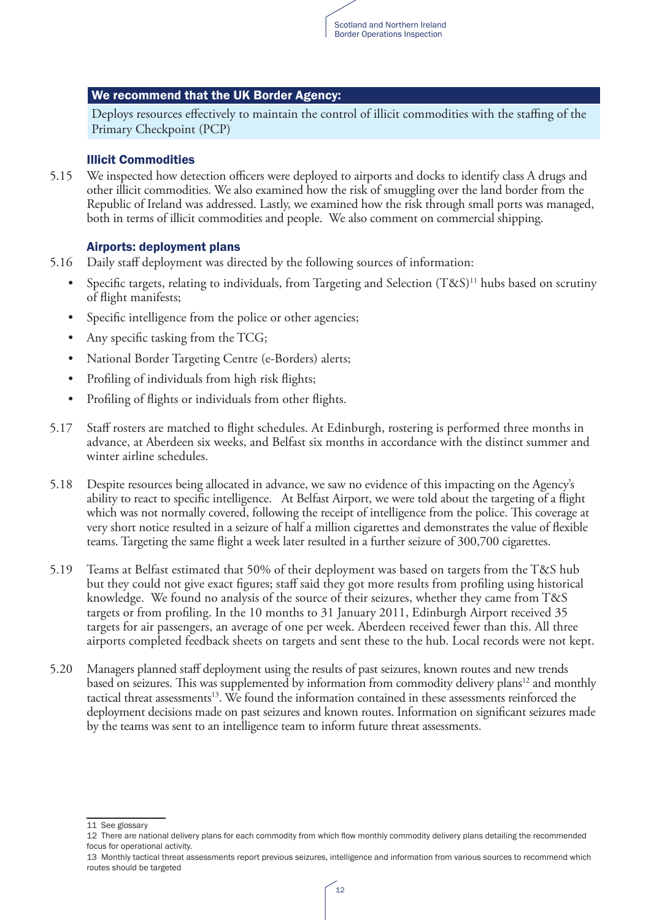**We recommend that the UK Border Agency:**

Deploys resources effectively to maintain the control of illicit commodities with the staffing of the Primary Checkpoint (PCP)

### Illicit Commodities

5.15 We inspected how detection officers were deployed to airports and docks to identify class A drugs and other illicit commodities. We also examined how the risk of smuggling over the land border from the Republic of Ireland was addressed. Lastly, we examined how the risk through small ports was managed, both in terms of illicit commodities and people. We also comment on commercial shipping.

### Airports: deployment plans

5.16 Daily staff deployment was directed by the following sources of information:

- Specific targets, relating to individuals, from Targeting and Selection (T&S)[11] hubs based on scrutiny of flight manifests;
- Specific intelligence from the police or other agencies;
- Any specific tasking from the TCG;
- National Border Targeting Centre (e-Borders) alerts;
- Profiling of individuals from high risk flights;
- Profiling of flights or individuals from other flights.

5.17 Staff rosters are matched to flight schedules. At Edinburgh, rostering is performed three months in advance, at Aberdeen six weeks, and Belfast six months in accordance with the distinct summer and winter airline schedules.

5.18 Despite resources being allocated in advance, we saw no evidence of this impacting on the Agency's ability to react to specific intelligence. At Belfast Airport, we were told about the targeting of a flight which was not normally covered, following the receipt of intelligence from the police. This coverage at very short notice resulted in a seizure of half a million cigarettes and demonstrates the value of flexible teams. Targeting the same flight a week later resulted in a further seizure of 300,700 cigarettes.

5.19 Teams at Belfast estimated that 50% of their deployment was based on targets from the T&S hub but they could not give exact figures; staff said they got more results from profiling using historical knowledge. We found no analysis of the source of their seizures, whether they came from T&S targets or from profiling. In the 10 months to 31 January 2011, Edinburgh Airport received 35 targets for air passengers, an average of one per week. Aberdeen received fewer than this. All three airports completed feedback sheets on targets and sent these to the hub. Local records were not kept.

5.20 Managers planned staff deployment using the results of past seizures, known routes and new trends based on seizures. This was supplemented by information from commodity delivery plans[12] and monthly tactical threat assessments[13]. We found the information contained in these assessments reinforced the deployment decisions made on past seizures and known routes. Information on significant seizures made by the teams was sent to an intelligence team to inform future threat assessments.

---

11 See glossary

12 There are national delivery plans for each commodity from which flow monthly commodity delivery plans detailing the recommended focus for operational activity.

13 Monthly tactical threat assessments report previous seizures, intelligence and information from various sources to recommend which routes should be targeted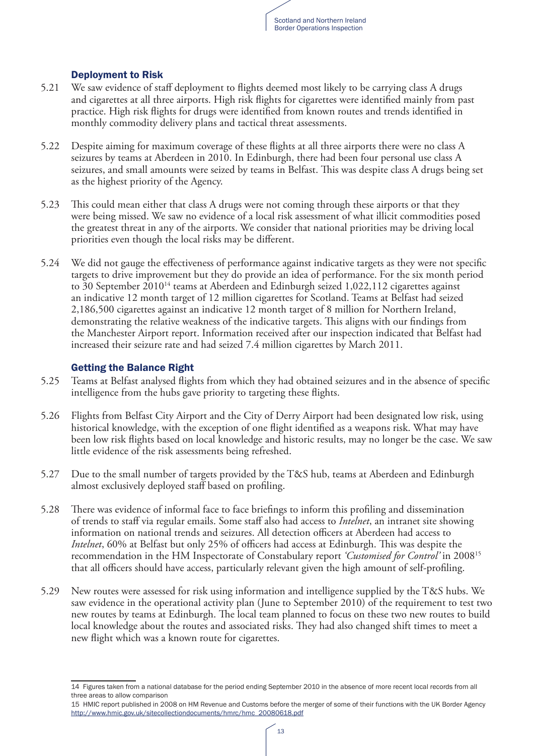### Deployment to Risk

5.21 We saw evidence of staff deployment to flights deemed most likely to be carrying class A drugs and cigarettes at all three airports. High risk flights for cigarettes were identified mainly from past practice. High risk flights for drugs were identified from known routes and trends identified in monthly commodity delivery plans and tactical threat assessments.

5.22 Despite aiming for maximum coverage of these flights at all three airports there were no class A seizures by teams at Aberdeen in 2010. In Edinburgh, there had been four personal use class A seizures, and small amounts were seized by teams in Belfast. This was despite class A drugs being set as the highest priority of the Agency.

5.23 This could mean either that class A drugs were not coming through these airports or that they were being missed. We saw no evidence of a local risk assessment of what illicit commodities posed the greatest threat in any of the airports. We consider that national priorities may be driving local priorities even though the local risks may be different.

5.24 We did not gauge the effectiveness of performance against indicative targets as they were not specific targets to drive improvement but they do provide an idea of performance. For the six month period to 30 September 2010[14] teams at Aberdeen and Edinburgh seized 1,022,112 cigarettes against an indicative 12 month target of 12 million cigarettes for Scotland. Teams at Belfast had seized 2,186,500 cigarettes against an indicative 12 month target of 8 million for Northern Ireland, demonstrating the relative weakness of the indicative targets. This aligns with our findings from the Manchester Airport report. Information received after our inspection indicated that Belfast had increased their seizure rate and had seized 7.4 million cigarettes by March 2011.

### Getting the Balance Right

5.25 Teams at Belfast analysed flights from which they had obtained seizures and in the absence of specific intelligence from the hubs gave priority to targeting these flights.

5.26 Flights from Belfast City Airport and the City of Derry Airport had been designated low risk, using historical knowledge, with the exception of one flight identified as a weapons risk. What may have been low risk flights based on local knowledge and historic results, may no longer be the case. We saw little evidence of the risk assessments being refreshed.

5.27 Due to the small number of targets provided by the T&S hub, teams at Aberdeen and Edinburgh almost exclusively deployed staff based on profiling.

5.28 There was evidence of informal face to face briefings to inform this profiling and dissemination of trends to staff via regular emails. Some staff also had access to *Intelnet*, an intranet site showing information on national trends and seizures. All detection officers at Aberdeen had access to *Intelnet*, 60% at Belfast but only 25% of officers had access at Edinburgh. This was despite the recommendation in the HM Inspectorate of Constabulary report *'Customised for Control'* in 2008[15] that all officers should have access, particularly relevant given the high amount of self-profiling.

5.29 New routes were assessed for risk using information and intelligence supplied by the T&S hubs. We saw evidence in the operational activity plan (June to September 2010) of the requirement to test two new routes by teams at Edinburgh. The local team planned to focus on these two new routes to build local knowledge about the routes and associated risks. They had also changed shift times to meet a new flight which was a known route for cigarettes.

---

14 Figures taken from a national database for the period ending September 2010 in the absence of more recent local records from all three areas to allow comparison

15 HMIC report published in 2008 on HM Revenue and Customs before the merger of some of their functions with the UK Border Agency http://www.hmic.gov.uk/sitecollectiondocuments/hmrc/hmc_20080618.pdf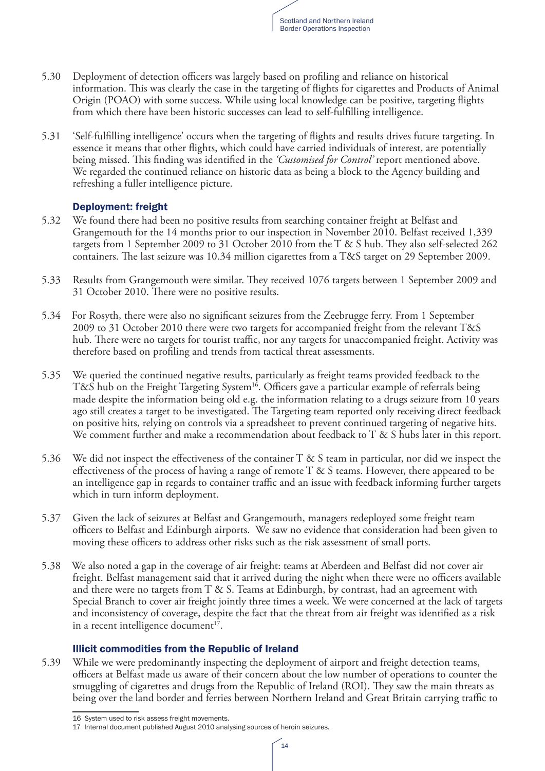5.30 Deployment of detection officers was largely based on profiling and reliance on historical information. This was clearly the case in the targeting of flights for cigarettes and Products of Animal Origin (POAO) with some success. While using local knowledge can be positive, targeting flights from which there have been historic successes can lead to self-fulfilling intelligence.

5.31 'Self-fulfilling intelligence' occurs when the targeting of flights and results drives future targeting. In essence it means that other flights, which could have carried individuals of interest, are potentially being missed. This finding was identified in the *'Customised for Control'* report mentioned above. We regarded the continued reliance on historic data as being a block to the Agency building and refreshing a fuller intelligence picture.

### Deployment: freight

5.32 We found there had been no positive results from searching container freight at Belfast and Grangemouth for the 14 months prior to our inspection in November 2010. Belfast received 1,339 targets from 1 September 2009 to 31 October 2010 from the T & S hub. They also self-selected 262 containers. The last seizure was 10.34 million cigarettes from a T&S target on 29 September 2009.

5.33 Results from Grangemouth were similar. They received 1076 targets between 1 September 2009 and 31 October 2010. There were no positive results.

5.34 For Rosyth, there were also no significant seizures from the Zeebrugge ferry. From 1 September 2009 to 31 October 2010 there were two targets for accompanied freight from the relevant T&S hub. There were no targets for tourist traffic, nor any targets for unaccompanied freight. Activity was therefore based on profiling and trends from tactical threat assessments.

5.35 We queried the continued negative results, particularly as freight teams provided feedback to the T&S hub on the Freight Targeting System[16]. Officers gave a particular example of referrals being made despite the information being old e.g. the information relating to a drugs seizure from 10 years ago still creates a target to be investigated. The Targeting team reported only receiving direct feedback on positive hits, relying on controls via a spreadsheet to prevent continued targeting of negative hits. We comment further and make a recommendation about feedback to T & S hubs later in this report.

5.36 We did not inspect the effectiveness of the container T & S team in particular, nor did we inspect the effectiveness of the process of having a range of remote T & S teams. However, there appeared to be an intelligence gap in regards to container traffic and an issue with feedback informing further targets which in turn inform deployment.

5.37 Given the lack of seizures at Belfast and Grangemouth, managers redeployed some freight team officers to Belfast and Edinburgh airports. We saw no evidence that consideration had been given to moving these officers to address other risks such as the risk assessment of small ports.

5.38 We also noted a gap in the coverage of air freight: teams at Aberdeen and Belfast did not cover air freight. Belfast management said that it arrived during the night when there were no officers available and there were no targets from T & S. Teams at Edinburgh, by contrast, had an agreement with Special Branch to cover air freight jointly three times a week. We were concerned at the lack of targets and inconsistency of coverage, despite the fact that the threat from air freight was identified as a risk in a recent intelligence document[17].

### Illicit commodities from the Republic of Ireland

5.39 While we were predominantly inspecting the deployment of airport and freight detection teams, officers at Belfast made us aware of their concern about the low number of operations to counter the smuggling of cigarettes and drugs from the Republic of Ireland (ROI). They saw the main threats as being over the land border and ferries between Northern Ireland and Great Britain carrying traffic to

---

16 System used to risk assess freight movements.

17 Internal document published August 2010 analysing sources of heroin seizures.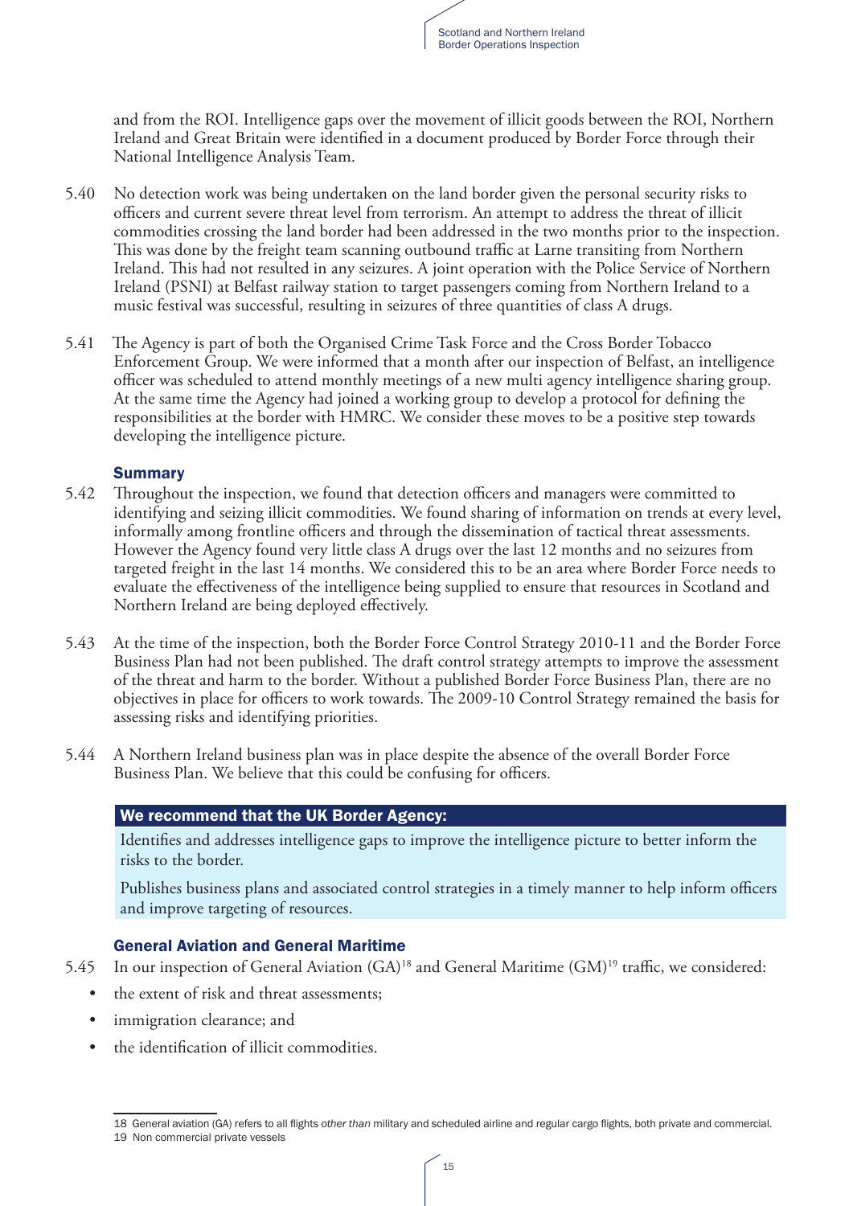and from the ROI. Intelligence gaps over the movement of illicit goods between the ROI, Northern Ireland and Great Britain were identified in a document produced by Border Force through their National Intelligence Analysis Team.

5.40 No detection work was being undertaken on the land border given the personal security risks to officers and current severe threat level from terrorism. An attempt to address the threat of illicit commodities crossing the land border had been addressed in the two months prior to the inspection. This was done by the freight team scanning outbound traffic at Larne transiting from Northern Ireland. This had not resulted in any seizures. A joint operation with the Police Service of Northern Ireland (PSNI) at Belfast railway station to target passengers coming from Northern Ireland to a music festival was successful, resulting in seizures of three quantities of class A drugs.

5.41 The Agency is part of both the Organised Crime Task Force and the Cross Border Tobacco Enforcement Group. We were informed that a month after our inspection of Belfast, an intelligence officer was scheduled to attend monthly meetings of a new multi agency intelligence sharing group. At the same time the Agency had joined a working group to develop a protocol for defining the responsibilities at the border with HMRC. We consider these moves to be a positive step towards developing the intelligence picture.

### Summary

5.42 Throughout the inspection, we found that detection officers and managers were committed to identifying and seizing illicit commodities. We found sharing of information on trends at every level, informally among frontline officers and through the dissemination of tactical threat assessments. However the Agency found very little class A drugs over the last 12 months and no seizures from targeted freight in the last 14 months. We considered this to be an area where Border Force needs to evaluate the effectiveness of the intelligence being supplied to ensure that resources in Scotland and Northern Ireland are being deployed effectively.

5.43 At the time of the inspection, both the Border Force Control Strategy 2010-11 and the Border Force Business Plan had not been published. The draft control strategy attempts to improve the assessment of the threat and harm to the border. Without a published Border Force Business Plan, there are no objectives in place for officers to work towards. The 2009-10 Control Strategy remained the basis for assessing risks and identifying priorities.

5.44 A Northern Ireland business plan was in place despite the absence of the overall Border Force Business Plan. We believe that this could be confusing for officers.

**We recommend that the UK Border Agency:**

Identifies and addresses intelligence gaps to improve the intelligence picture to better inform the risks to the border.

Publishes business plans and associated control strategies in a timely manner to help inform officers and improve targeting of resources.

### General Aviation and General Maritime

5.45 In our inspection of General Aviation (GA)[18] and General Maritime (GM)[19] traffic, we considered:

- the extent of risk and threat assessments;
- immigration clearance; and
- the identification of illicit commodities.

---

18 General aviation (GA) refers to all flights *other than* military and scheduled airline and regular cargo flights, both private and commercial.

19 Non commercial private vessels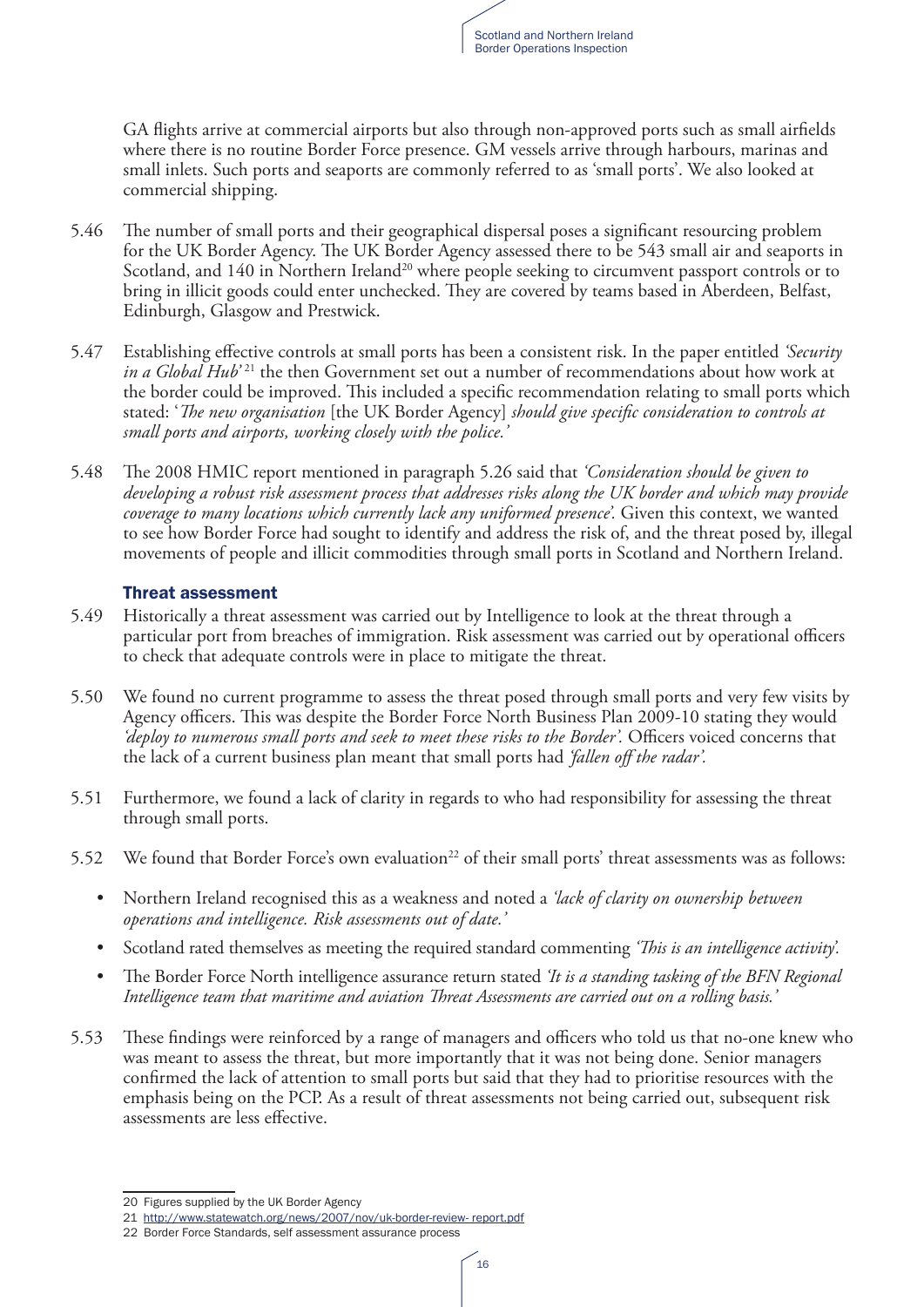GA flights arrive at commercial airports but also through non-approved ports such as small airfields where there is no routine Border Force presence. GM vessels arrive through harbours, marinas and small inlets. Such ports and seaports are commonly referred to as 'small ports'. We also looked at commercial shipping.

5.46 The number of small ports and their geographical dispersal poses a significant resourcing problem for the UK Border Agency. The UK Border Agency assessed there to be 543 small air and seaports in Scotland, and 140 in Northern Ireland[20] where people seeking to circumvent passport controls or to bring in illicit goods could enter unchecked. They are covered by teams based in Aberdeen, Belfast, Edinburgh, Glasgow and Prestwick.

5.47 Establishing effective controls at small ports has been a consistent risk. In the paper entitled *'Security in a Global Hub'*[21] the then Government set out a number of recommendations about how work at the border could be improved. This included a specific recommendation relating to small ports which stated: '*The new organisation* [the UK Border Agency] *should give specific consideration to controls at small ports and airports, working closely with the police.'*

5.48 The 2008 HMIC report mentioned in paragraph 5.26 said that *'Consideration should be given to developing a robust risk assessment process that addresses risks along the UK border and which may provide coverage to many locations which currently lack any uniformed presence'.* Given this context, we wanted to see how Border Force had sought to identify and address the risk of, and the threat posed by, illegal movements of people and illicit commodities through small ports in Scotland and Northern Ireland.

### Threat assessment

5.49 Historically a threat assessment was carried out by Intelligence to look at the threat through a particular port from breaches of immigration. Risk assessment was carried out by operational officers to check that adequate controls were in place to mitigate the threat.

5.50 We found no current programme to assess the threat posed through small ports and very few visits by Agency officers. This was despite the Border Force North Business Plan 2009-10 stating they would *'deploy to numerous small ports and seek to meet these risks to the Border'.* Officers voiced concerns that the lack of a current business plan meant that small ports had *'fallen off the radar'.*

5.51 Furthermore, we found a lack of clarity in regards to who had responsibility for assessing the threat through small ports.

5.52 We found that Border Force's own evaluation[22] of their small ports' threat assessments was as follows:

- Northern Ireland recognised this as a weakness and noted a *'lack of clarity on ownership between operations and intelligence. Risk assessments out of date.'*
- Scotland rated themselves as meeting the required standard commenting *'This is an intelligence activity'.*
- The Border Force North intelligence assurance return stated *'It is a standing tasking of the BFN Regional Intelligence team that maritime and aviation Threat Assessments are carried out on a rolling basis.'*

5.53 These findings were reinforced by a range of managers and officers who told us that no-one knew who was meant to assess the threat, but more importantly that it was not being done. Senior managers confirmed the lack of attention to small ports but said that they had to prioritise resources with the emphasis being on the PCP. As a result of threat assessments not being carried out, subsequent risk assessments are less effective.

---

20 Figures supplied by the UK Border Agency

21 http://www.statewatch.org/news/2007/nov/uk-border-review- report.pdf

22 Border Force Standards, self assessment assurance process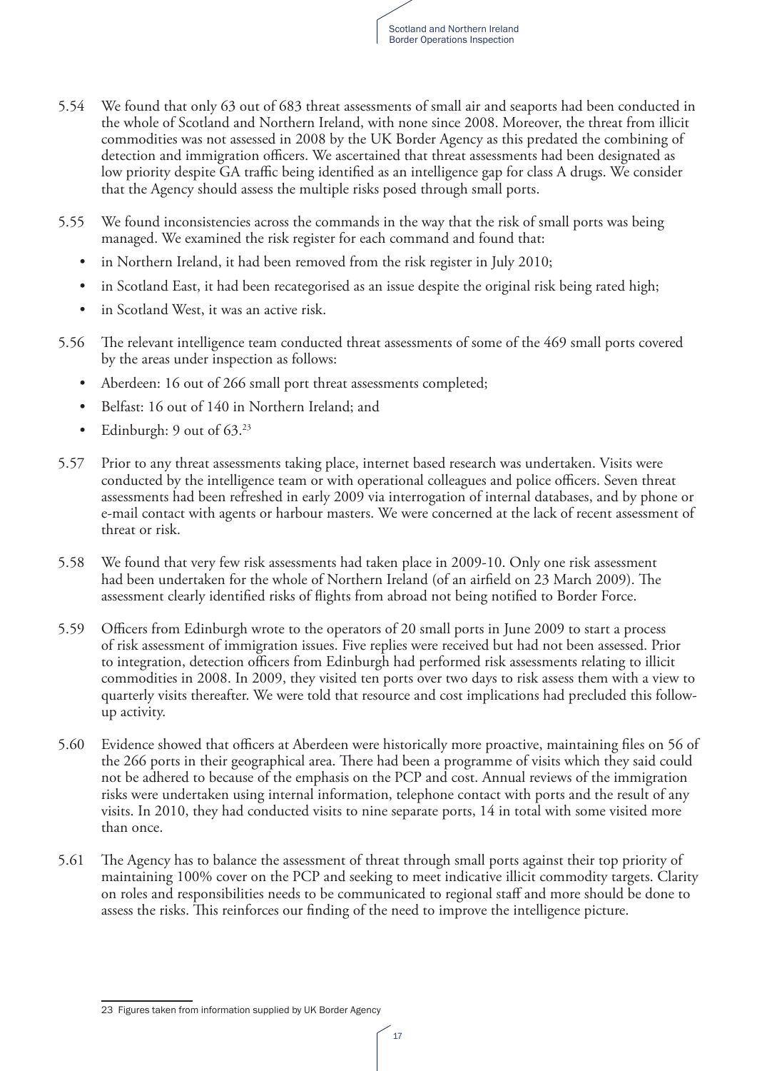5.54 We found that only 63 out of 683 threat assessments of small air and seaports had been conducted in the whole of Scotland and Northern Ireland, with none since 2008. Moreover, the threat from illicit commodities was not assessed in 2008 by the UK Border Agency as this predated the combining of detection and immigration officers. We ascertained that threat assessments had been designated as low priority despite GA traffic being identified as an intelligence gap for class A drugs. We consider that the Agency should assess the multiple risks posed through small ports.

5.55 We found inconsistencies across the commands in the way that the risk of small ports was being managed. We examined the risk register for each command and found that:

- in Northern Ireland, it had been removed from the risk register in July 2010;
- in Scotland East, it had been recategorised as an issue despite the original risk being rated high;
- in Scotland West, it was an active risk.

5.56 The relevant intelligence team conducted threat assessments of some of the 469 small ports covered by the areas under inspection as follows:

- Aberdeen: 16 out of 266 small port threat assessments completed;
- Belfast: 16 out of 140 in Northern Ireland; and
- Edinburgh: 9 out of 63.[23]

5.57 Prior to any threat assessments taking place, internet based research was undertaken. Visits were conducted by the intelligence team or with operational colleagues and police officers. Seven threat assessments had been refreshed in early 2009 via interrogation of internal databases, and by phone or e-mail contact with agents or harbour masters. We were concerned at the lack of recent assessment of threat or risk.

5.58 We found that very few risk assessments had taken place in 2009-10. Only one risk assessment had been undertaken for the whole of Northern Ireland (of an airfield on 23 March 2009). The assessment clearly identified risks of flights from abroad not being notified to Border Force.

5.59 Officers from Edinburgh wrote to the operators of 20 small ports in June 2009 to start a process of risk assessment of immigration issues. Five replies were received but had not been assessed. Prior to integration, detection officers from Edinburgh had performed risk assessments relating to illicit commodities in 2008. In 2009, they visited ten ports over two days to risk assess them with a view to quarterly visits thereafter. We were told that resource and cost implications had precluded this follow-up activity.

5.60 Evidence showed that officers at Aberdeen were historically more proactive, maintaining files on 56 of the 266 ports in their geographical area. There had been a programme of visits which they said could not be adhered to because of the emphasis on the PCP and cost. Annual reviews of the immigration risks were undertaken using internal information, telephone contact with ports and the result of any visits. In 2010, they had conducted visits to nine separate ports, 14 in total with some visited more than once.

5.61 The Agency has to balance the assessment of threat through small ports against their top priority of maintaining 100% cover on the PCP and seeking to meet indicative illicit commodity targets. Clarity on roles and responsibilities needs to be communicated to regional staff and more should be done to assess the risks. This reinforces our finding of the need to improve the intelligence picture.

---

23 Figures taken from information supplied by UK Border Agency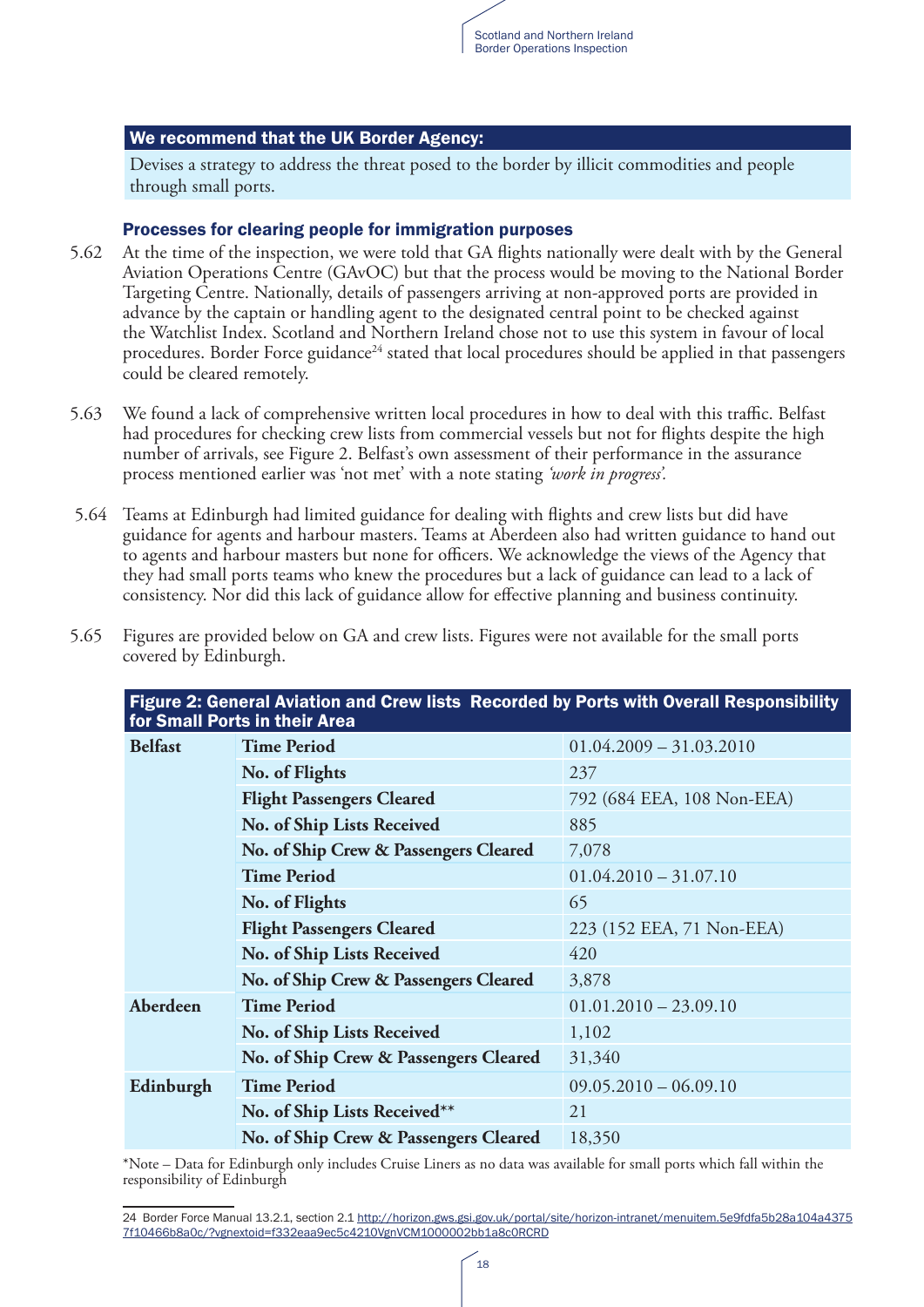**We recommend that the UK Border Agency:**

Devises a strategy to address the threat posed to the border by illicit commodities and people through small ports.

### Processes for clearing people for immigration purposes

5.62 At the time of the inspection, we were told that GA flights nationally were dealt with by the General Aviation Operations Centre (GAvOC) but that the process would be moving to the National Border Targeting Centre. Nationally, details of passengers arriving at non-approved ports are provided in advance by the captain or handling agent to the designated central point to be checked against the Watchlist Index. Scotland and Northern Ireland chose not to use this system in favour of local procedures. Border Force guidance[24] stated that local procedures should be applied in that passengers could be cleared remotely.

5.63 We found a lack of comprehensive written local procedures in how to deal with this traffic. Belfast had procedures for checking crew lists from commercial vessels but not for flights despite the high number of arrivals, see Figure 2. Belfast's own assessment of their performance in the assurance process mentioned earlier was 'not met' with a note stating *'work in progress'.*

5.64 Teams at Edinburgh had limited guidance for dealing with flights and crew lists but did have guidance for agents and harbour masters. Teams at Aberdeen also had written guidance to hand out to agents and harbour masters but none for officers. We acknowledge the views of the Agency that they had small ports teams who knew the procedures but a lack of guidance can lead to a lack of consistency. Nor did this lack of guidance allow for effective planning and business continuity.

5.65 Figures are provided below on GA and crew lists. Figures were not available for the small ports covered by Edinburgh.

**Figure 2: General Aviation and Crew lists Recorded by Ports with Overall Responsibility for Small Ports in their Area**

| | | |
|---|---|---|
| **Belfast** | **Time Period** | 01.04.2009 – 31.03.2010 |
| | **No. of Flights** | 237 |
| | **Flight Passengers Cleared** | 792 (684 EEA, 108 Non-EEA) |
| | **No. of Ship Lists Received** | 885 |
| | **No. of Ship Crew & Passengers Cleared** | 7,078 |
| | **Time Period** | 01.04.2010 – 31.07.10 |
| | **No. of Flights** | 65 |
| | **Flight Passengers Cleared** | 223 (152 EEA, 71 Non-EEA) |
| | **No. of Ship Lists Received** | 420 |
| | **No. of Ship Crew & Passengers Cleared** | 3,878 |
| **Aberdeen** | **Time Period** | 01.01.2010 – 23.09.10 |
| | **No. of Ship Lists Received** | 1,102 |
| | **No. of Ship Crew & Passengers Cleared** | 31,340 |
| **Edinburgh** | **Time Period** | 09.05.2010 – 06.09.10 |
| | **No. of Ship Lists Received**** | 21 |
| | **No. of Ship Crew & Passengers Cleared** | 18,350 |

*Note – Data for Edinburgh only includes Cruise Liners as no data was available for small ports which fall within the responsibility of Edinburgh

24 Border Force Manual 13.2.1, section 2.1 http://horizon.gws.gsi.gov.uk/portal/site/horizon-intranet/menuitem.5e9fdfa5b28a104a43757f10466b8a0c/?vgnextoid=f332eaa9ec5c4210VgnVCM1000002bb1a8c0RCRD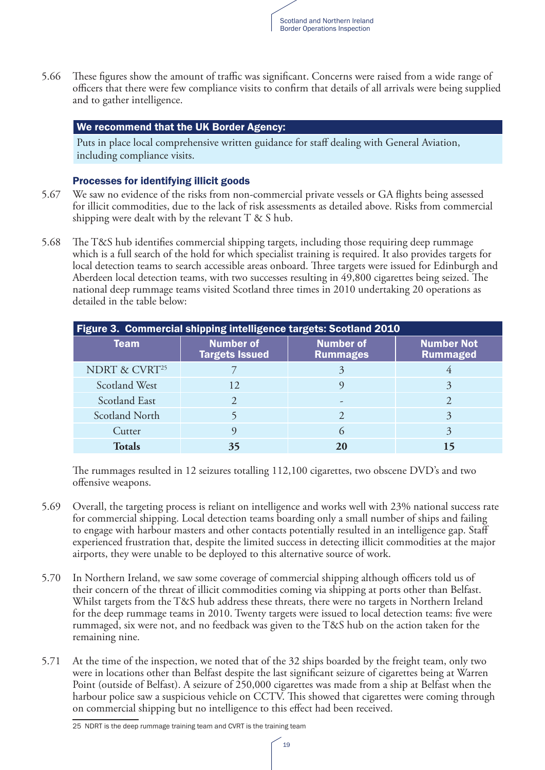5.66 These figures show the amount of traffic was significant. Concerns were raised from a wide range of officers that there were few compliance visits to confirm that details of all arrivals were being supplied and to gather intelligence.

**We recommend that the UK Border Agency:**

Puts in place local comprehensive written guidance for staff dealing with General Aviation, including compliance visits.

### Processes for identifying illicit goods

5.67 We saw no evidence of the risks from non-commercial private vessels or GA flights being assessed for illicit commodities, due to the lack of risk assessments as detailed above. Risks from commercial shipping were dealt with by the relevant T & S hub.

5.68 The T&S hub identifies commercial shipping targets, including those requiring deep rummage which is a full search of the hold for which specialist training is required. It also provides targets for local detection teams to search accessible areas onboard. Three targets were issued for Edinburgh and Aberdeen local detection teams, with two successes resulting in 49,800 cigarettes being seized. The national deep rummage teams visited Scotland three times in 2010 undertaking 20 operations as detailed in the table below:

**Figure 3. Commercial shipping intelligence targets: Scotland 2010**

| Team | Number of Targets Issued | Number of Rummages | Number Not Rummaged |
|---|---|---|---|
| NDRT & CVRT[25] | 7 | 3 | 4 |
| Scotland West | 12 | 9 | 3 |
| Scotland East | 2 | - | 2 |
| Scotland North | 5 | 2 | 3 |
| Cutter | 9 | 6 | 3 |
| **Totals** | **35** | **20** | **15** |

The rummages resulted in 12 seizures totalling 112,100 cigarettes, two obscene DVD's and two offensive weapons.

5.69 Overall, the targeting process is reliant on intelligence and works well with 23% national success rate for commercial shipping. Local detection teams boarding only a small number of ships and failing to engage with harbour masters and other contacts potentially resulted in an intelligence gap. Staff experienced frustration that, despite the limited success in detecting illicit commodities at the major airports, they were unable to be deployed to this alternative source of work.

5.70 In Northern Ireland, we saw some coverage of commercial shipping although officers told us of their concern of the threat of illicit commodities coming via shipping at ports other than Belfast. Whilst targets from the T&S hub address these threats, there were no targets in Northern Ireland for the deep rummage teams in 2010. Twenty targets were issued to local detection teams: five were rummaged, six were not, and no feedback was given to the T&S hub on the action taken for the remaining nine.

5.71 At the time of the inspection, we noted that of the 32 ships boarded by the freight team, only two were in locations other than Belfast despite the last significant seizure of cigarettes being at Warren Point (outside of Belfast). A seizure of 250,000 cigarettes was made from a ship at Belfast when the harbour police saw a suspicious vehicle on CCTV. This showed that cigarettes were coming through on commercial shipping but no intelligence to this effect had been received.

25 NDRT is the deep rummage training team and CVRT is the training team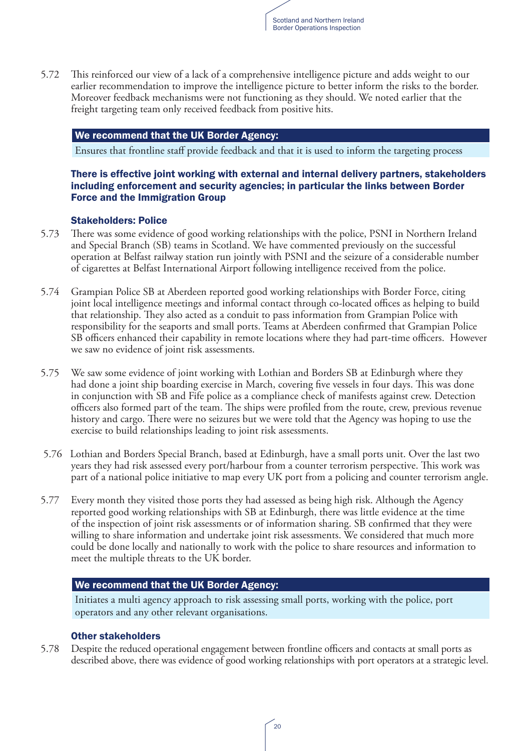5.72 This reinforced our view of a lack of a comprehensive intelligence picture and adds weight to our earlier recommendation to improve the intelligence picture to better inform the risks to the border. Moreover feedback mechanisms were not functioning as they should. We noted earlier that the freight targeting team only received feedback from positive hits.

**We recommend that the UK Border Agency:**

Ensures that frontline staff provide feedback and that it is used to inform the targeting process

### There is effective joint working with external and internal delivery partners, stakeholders including enforcement and security agencies; in particular the links between Border Force and the Immigration Group

#### Stakeholders: Police

5.73 There was some evidence of good working relationships with the police, PSNI in Northern Ireland and Special Branch (SB) teams in Scotland. We have commented previously on the successful operation at Belfast railway station run jointly with PSNI and the seizure of a considerable number of cigarettes at Belfast International Airport following intelligence received from the police.

5.74 Grampian Police SB at Aberdeen reported good working relationships with Border Force, citing joint local intelligence meetings and informal contact through co-located offices as helping to build that relationship. They also acted as a conduit to pass information from Grampian Police with responsibility for the seaports and small ports. Teams at Aberdeen confirmed that Grampian Police SB officers enhanced their capability in remote locations where they had part-time officers. However we saw no evidence of joint risk assessments.

5.75 We saw some evidence of joint working with Lothian and Borders SB at Edinburgh where they had done a joint ship boarding exercise in March, covering five vessels in four days. This was done in conjunction with SB and Fife police as a compliance check of manifests against crew. Detection officers also formed part of the team. The ships were profiled from the route, crew, previous revenue history and cargo. There were no seizures but we were told that the Agency was hoping to use the exercise to build relationships leading to joint risk assessments.

5.76 Lothian and Borders Special Branch, based at Edinburgh, have a small ports unit. Over the last two years they had risk assessed every port/harbour from a counter terrorism perspective. This work was part of a national police initiative to map every UK port from a policing and counter terrorism angle.

5.77 Every month they visited those ports they had assessed as being high risk. Although the Agency reported good working relationships with SB at Edinburgh, there was little evidence at the time of the inspection of joint risk assessments or of information sharing. SB confirmed that they were willing to share information and undertake joint risk assessments. We considered that much more could be done locally and nationally to work with the police to share resources and information to meet the multiple threats to the UK border.

**We recommend that the UK Border Agency:**

Initiates a multi agency approach to risk assessing small ports, working with the police, port operators and any other relevant organisations.

#### Other stakeholders

5.78 Despite the reduced operational engagement between frontline officers and contacts at small ports as described above, there was evidence of good working relationships with port operators at a strategic level.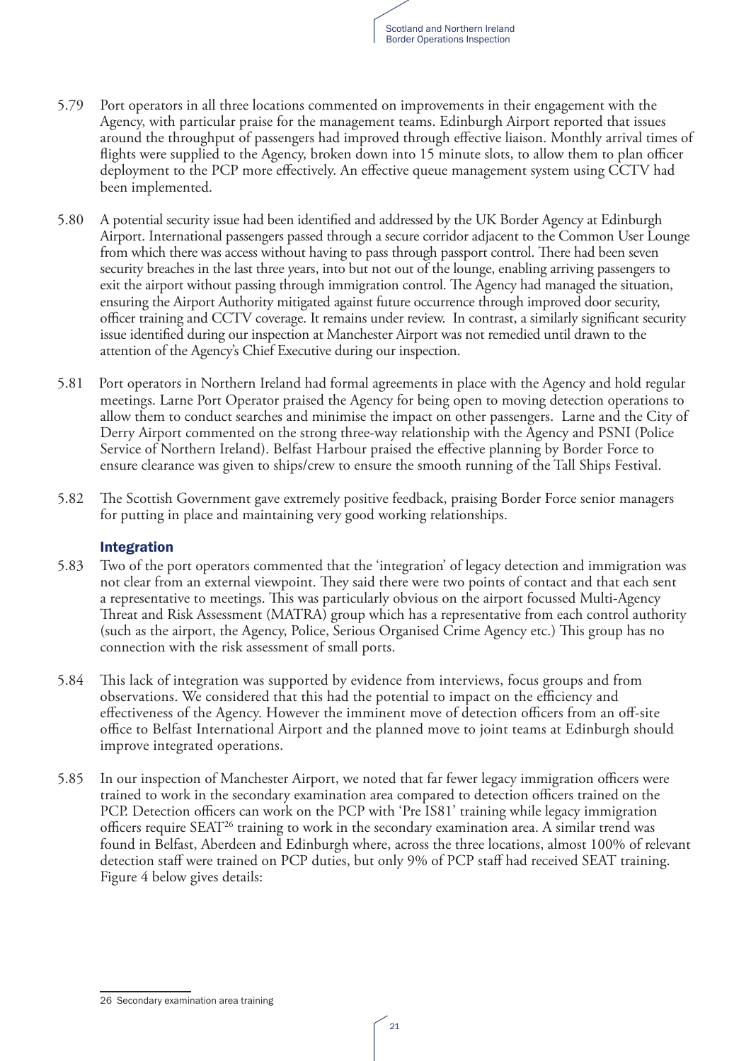5.79 Port operators in all three locations commented on improvements in their engagement with the Agency, with particular praise for the management teams. Edinburgh Airport reported that issues around the throughput of passengers had improved through effective liaison. Monthly arrival times of flights were supplied to the Agency, broken down into 15 minute slots, to allow them to plan officer deployment to the PCP more effectively. An effective queue management system using CCTV had been implemented.

5.80 A potential security issue had been identified and addressed by the UK Border Agency at Edinburgh Airport. International passengers passed through a secure corridor adjacent to the Common User Lounge from which there was access without having to pass through passport control. There had been seven security breaches in the last three years, into but not out of the lounge, enabling arriving passengers to exit the airport without passing through immigration control. The Agency had managed the situation, ensuring the Airport Authority mitigated against future occurrence through improved door security, officer training and CCTV coverage. It remains under review. In contrast, a similarly significant security issue identified during our inspection at Manchester Airport was not remedied until drawn to the attention of the Agency's Chief Executive during our inspection.

5.81 Port operators in Northern Ireland had formal agreements in place with the Agency and hold regular meetings. Larne Port Operator praised the Agency for being open to moving detection operations to allow them to conduct searches and minimise the impact on other passengers. Larne and the City of Derry Airport commented on the strong three-way relationship with the Agency and PSNI (Police Service of Northern Ireland). Belfast Harbour praised the effective planning by Border Force to ensure clearance was given to ships/crew to ensure the smooth running of the Tall Ships Festival.

5.82 The Scottish Government gave extremely positive feedback, praising Border Force senior managers for putting in place and maintaining very good working relationships.

### Integration

5.83 Two of the port operators commented that the 'integration' of legacy detection and immigration was not clear from an external viewpoint. They said there were two points of contact and that each sent a representative to meetings. This was particularly obvious on the airport focussed Multi-Agency Threat and Risk Assessment (MATRA) group which has a representative from each control authority (such as the airport, the Agency, Police, Serious Organised Crime Agency etc.) This group has no connection with the risk assessment of small ports.

5.84 This lack of integration was supported by evidence from interviews, focus groups and from observations. We considered that this had the potential to impact on the efficiency and effectiveness of the Agency. However the imminent move of detection officers from an off-site office to Belfast International Airport and the planned move to joint teams at Edinburgh should improve integrated operations.

5.85 In our inspection of Manchester Airport, we noted that far fewer legacy immigration officers were trained to work in the secondary examination area compared to detection officers trained on the PCP. Detection officers can work on the PCP with 'Pre IS81' training while legacy immigration officers require SEAT[26] training to work in the secondary examination area. A similar trend was found in Belfast, Aberdeen and Edinburgh where, across the three locations, almost 100% of relevant detection staff were trained on PCP duties, but only 9% of PCP staff had received SEAT training. Figure 4 below gives details:

26 Secondary examination area training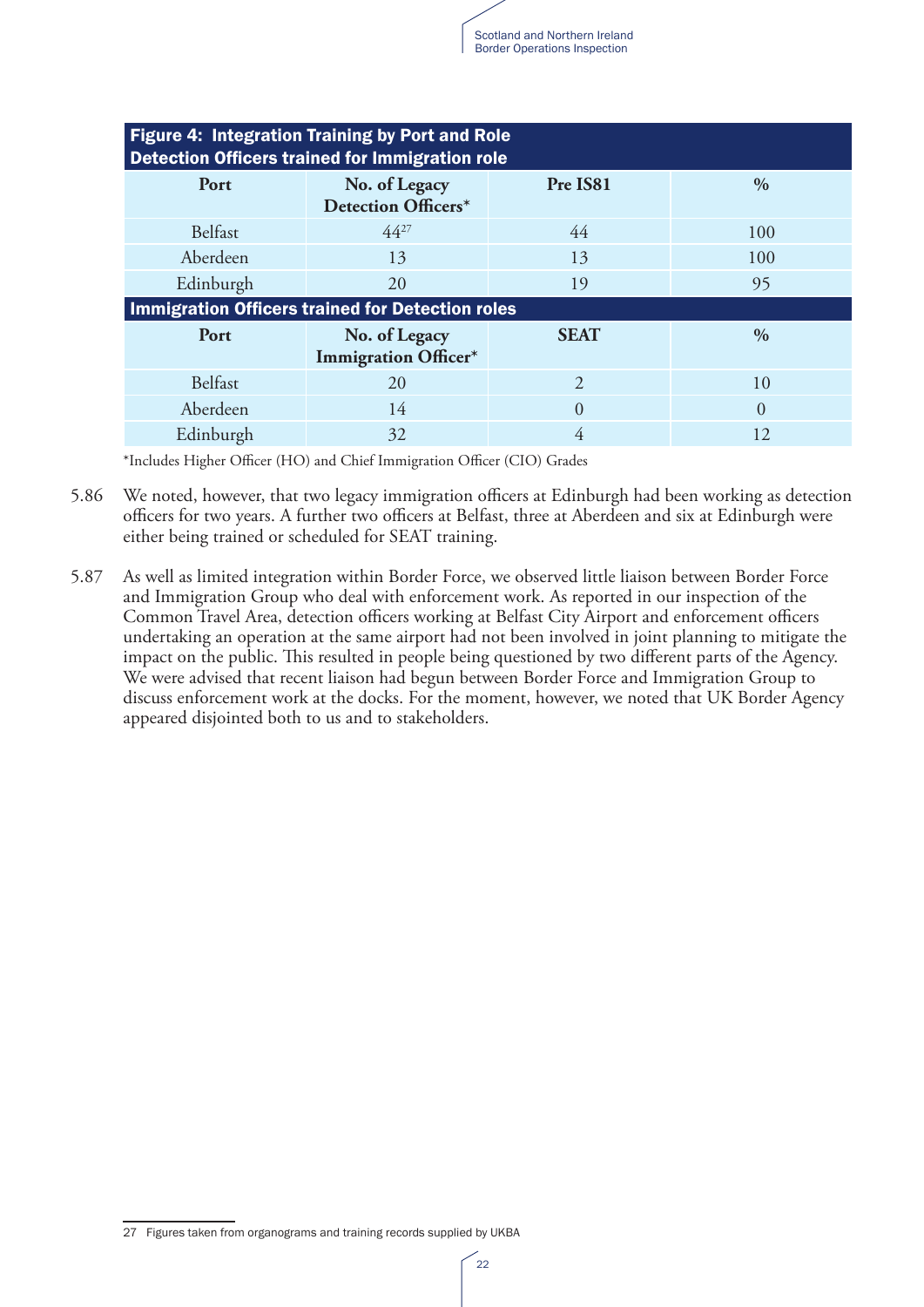**Figure 4: Integration Training by Port and Role**

| Detection Officers trained for Immigration role | | | |
|---|---|---|---|
| **Port** | **No. of Legacy Detection Officers*** | **Pre IS81** | **%** |
| Belfast | 44[27] | 44 | 100 |
| Aberdeen | 13 | 13 | 100 |
| Edinburgh | 20 | 19 | 95 |
| **Immigration Officers trained for Detection roles** | | | |
| **Port** | **No. of Legacy Immigration Officer*** | **SEAT** | **%** |
| Belfast | 20 | 2 | 10 |
| Aberdeen | 14 | 0 | 0 |
| Edinburgh | 32 | 4 | 12 |

*Includes Higher Officer (HO) and Chief Immigration Officer (CIO) Grades

5.86 We noted, however, that two legacy immigration officers at Edinburgh had been working as detection officers for two years. A further two officers at Belfast, three at Aberdeen and six at Edinburgh were either being trained or scheduled for SEAT training.

5.87 As well as limited integration within Border Force, we observed little liaison between Border Force and Immigration Group who deal with enforcement work. As reported in our inspection of the Common Travel Area, detection officers working at Belfast City Airport and enforcement officers undertaking an operation at the same airport had not been involved in joint planning to mitigate the impact on the public. This resulted in people being questioned by two different parts of the Agency. We were advised that recent liaison had begun between Border Force and Immigration Group to discuss enforcement work at the docks. For the moment, however, we noted that UK Border Agency appeared disjointed both to us and to stakeholders.

27 Figures taken from organograms and training records supplied by UKBA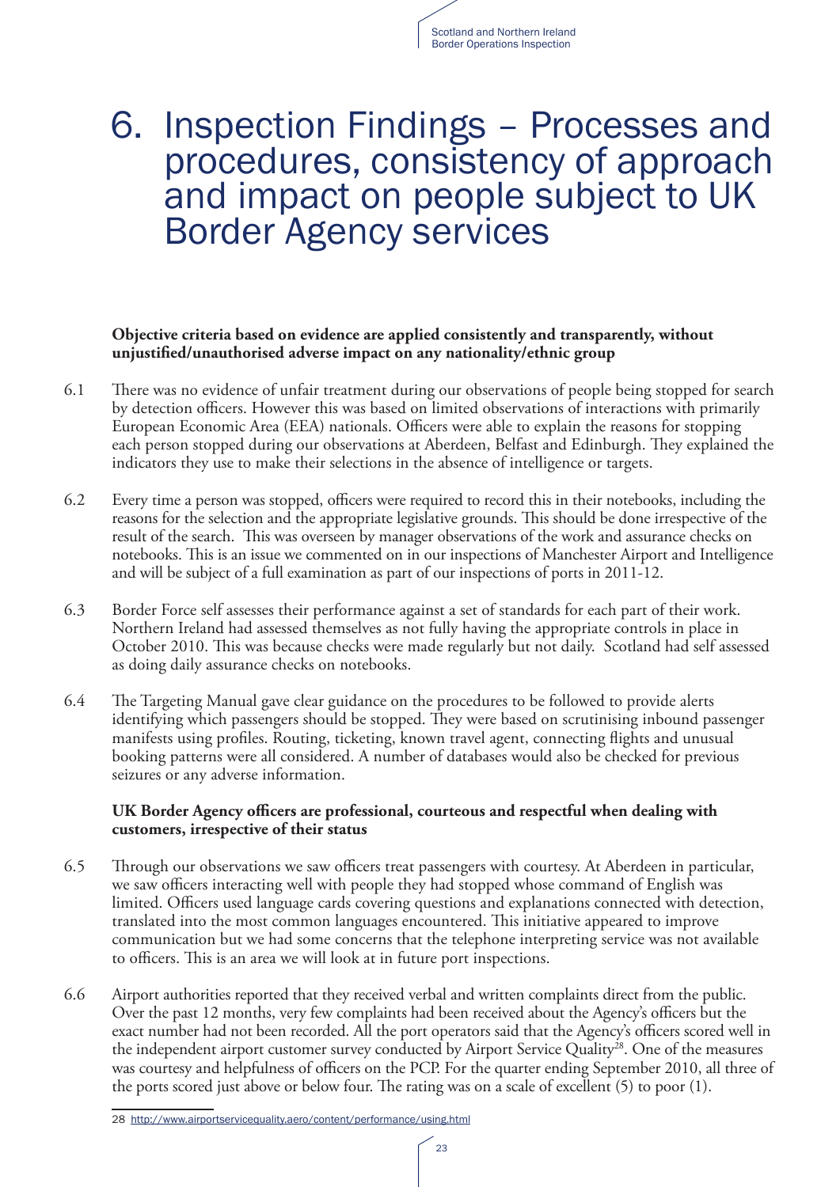# 6. Inspection Findings – Processes and procedures, consistency of approach and impact on people subject to UK Border Agency services

**Objective criteria based on evidence are applied consistently and transparently, without unjustified/unauthorised adverse impact on any nationality/ethnic group**

6.1 There was no evidence of unfair treatment during our observations of people being stopped for search by detection officers. However this was based on limited observations of interactions with primarily European Economic Area (EEA) nationals. Officers were able to explain the reasons for stopping each person stopped during our observations at Aberdeen, Belfast and Edinburgh. They explained the indicators they use to make their selections in the absence of intelligence or targets.

6.2 Every time a person was stopped, officers were required to record this in their notebooks, including the reasons for the selection and the appropriate legislative grounds. This should be done irrespective of the result of the search. This was overseen by manager observations of the work and assurance checks on notebooks. This is an issue we commented on in our inspections of Manchester Airport and Intelligence and will be subject of a full examination as part of our inspections of ports in 2011-12.

6.3 Border Force self assesses their performance against a set of standards for each part of their work. Northern Ireland had assessed themselves as not fully having the appropriate controls in place in October 2010. This was because checks were made regularly but not daily. Scotland had self assessed as doing daily assurance checks on notebooks.

6.4 The Targeting Manual gave clear guidance on the procedures to be followed to provide alerts identifying which passengers should be stopped. They were based on scrutinising inbound passenger manifests using profiles. Routing, ticketing, known travel agent, connecting flights and unusual booking patterns were all considered. A number of databases would also be checked for previous seizures or any adverse information.

**UK Border Agency officers are professional, courteous and respectful when dealing with customers, irrespective of their status**

6.5 Through our observations we saw officers treat passengers with courtesy. At Aberdeen in particular, we saw officers interacting well with people they had stopped whose command of English was limited. Officers used language cards covering questions and explanations connected with detection, translated into the most common languages encountered. This initiative appeared to improve communication but we had some concerns that the telephone interpreting service was not available to officers. This is an area we will look at in future port inspections.

6.6 Airport authorities reported that they received verbal and written complaints direct from the public. Over the past 12 months, very few complaints had been received about the Agency's officers but the exact number had not been recorded. All the port operators said that the Agency's officers scored well in the independent airport customer survey conducted by Airport Service Quality[28]. One of the measures was courtesy and helpfulness of officers on the PCP. For the quarter ending September 2010, all three of the ports scored just above or below four. The rating was on a scale of excellent (5) to poor (1).

28 http://www.airportservicequality.aero/content/performance/using.html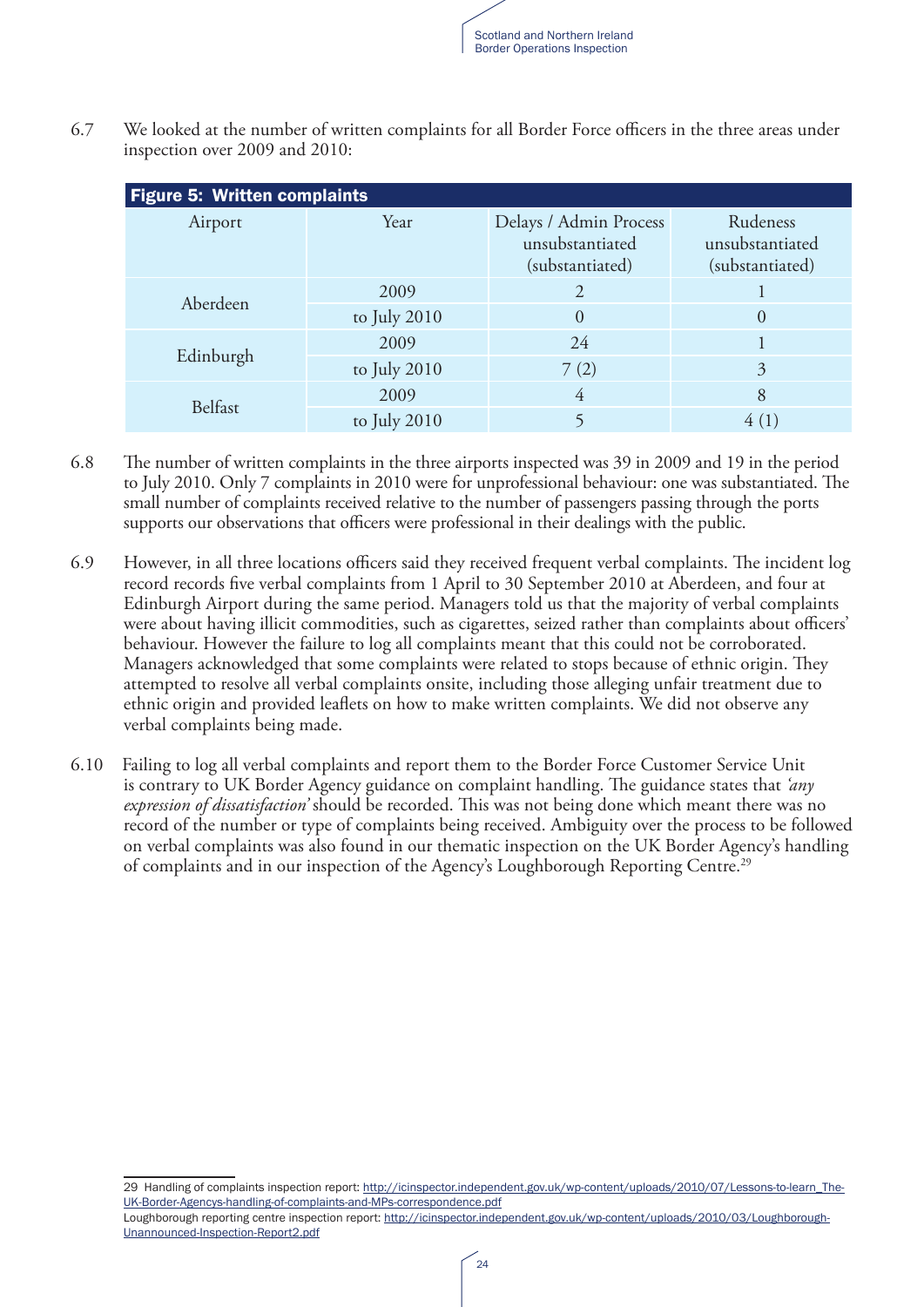6.7 We looked at the number of written complaints for all Border Force officers in the three areas under inspection over 2009 and 2010:

**Figure 5: Written complaints**

| Airport | Year | Delays / Admin Process unsubstantiated (substantiated) | Rudeness unsubstantiated (substantiated) |
|---|---|---|---|
| Aberdeen | 2009 | 2 | 1 |
| | to July 2010 | 0 | 0 |
| Edinburgh | 2009 | 24 | 1 |
| | to July 2010 | 7 (2) | 3 |
| Belfast | 2009 | 4 | 8 |
| | to July 2010 | 5 | 4 (1) |

6.8 The number of written complaints in the three airports inspected was 39 in 2009 and 19 in the period to July 2010. Only 7 complaints in 2010 were for unprofessional behaviour: one was substantiated. The small number of complaints received relative to the number of passengers passing through the ports supports our observations that officers were professional in their dealings with the public.

6.9 However, in all three locations officers said they received frequent verbal complaints. The incident log record records five verbal complaints from 1 April to 30 September 2010 at Aberdeen, and four at Edinburgh Airport during the same period. Managers told us that the majority of verbal complaints were about having illicit commodities, such as cigarettes, seized rather than complaints about officers' behaviour. However the failure to log all complaints meant that this could not be corroborated. Managers acknowledged that some complaints were related to stops because of ethnic origin. They attempted to resolve all verbal complaints onsite, including those alleging unfair treatment due to ethnic origin and provided leaflets on how to make written complaints. We did not observe any verbal complaints being made.

6.10 Failing to log all verbal complaints and report them to the Border Force Customer Service Unit is contrary to UK Border Agency guidance on complaint handling. The guidance states that *'any expression of dissatisfaction'* should be recorded. This was not being done which meant there was no record of the number or type of complaints being received. Ambiguity over the process to be followed on verbal complaints was also found in our thematic inspection on the UK Border Agency's handling of complaints and in our inspection of the Agency's Loughborough Reporting Centre.[29]

---

29 Handling of complaints inspection report: http://icinspector.independent.gov.uk/wp-content/uploads/2010/07/Lessons-to-learn_The-UK-Border-Agencys-handling-of-complaints-and-MPs-correspondence.pdf
Loughborough reporting centre inspection report: http://icinspector.independent.gov.uk/wp-content/uploads/2010/03/Loughborough-Unannounced-Inspection-Report2.pdf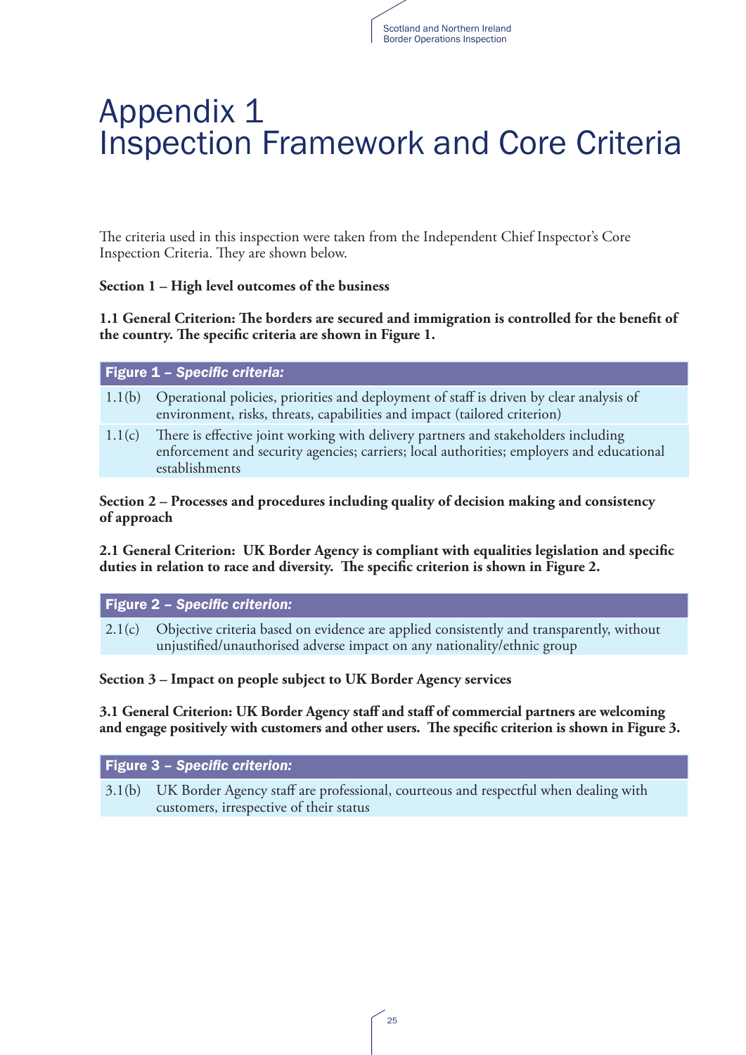# Appendix 1
# Inspection Framework and Core Criteria

The criteria used in this inspection were taken from the Independent Chief Inspector's Core Inspection Criteria. They are shown below.

**Section 1 – High level outcomes of the business**

**1.1 General Criterion: The borders are secured and immigration is controlled for the benefit of the country. The specific criteria are shown in Figure 1.**

| **Figure 1 – *Specific criteria:*** | |
|---|---|
| 1.1(b) | Operational policies, priorities and deployment of staff is driven by clear analysis of environment, risks, threats, capabilities and impact (tailored criterion) |
| 1.1(c) | There is effective joint working with delivery partners and stakeholders including enforcement and security agencies; carriers; local authorities; employers and educational establishments |

**Section 2 – Processes and procedures including quality of decision making and consistency of approach**

**2.1 General Criterion: UK Border Agency is compliant with equalities legislation and specific duties in relation to race and diversity. The specific criterion is shown in Figure 2.**

| **Figure 2 – *Specific criterion:*** | |
|---|---|
| 2.1(c) | Objective criteria based on evidence are applied consistently and transparently, without unjustified/unauthorised adverse impact on any nationality/ethnic group |

**Section 3 – Impact on people subject to UK Border Agency services**

**3.1 General Criterion: UK Border Agency staff and staff of commercial partners are welcoming and engage positively with customers and other users. The specific criterion is shown in Figure 3.**

| **Figure 3 – *Specific criterion:*** | |
|---|---|
| 3.1(b) | UK Border Agency staff are professional, courteous and respectful when dealing with customers, irrespective of their status |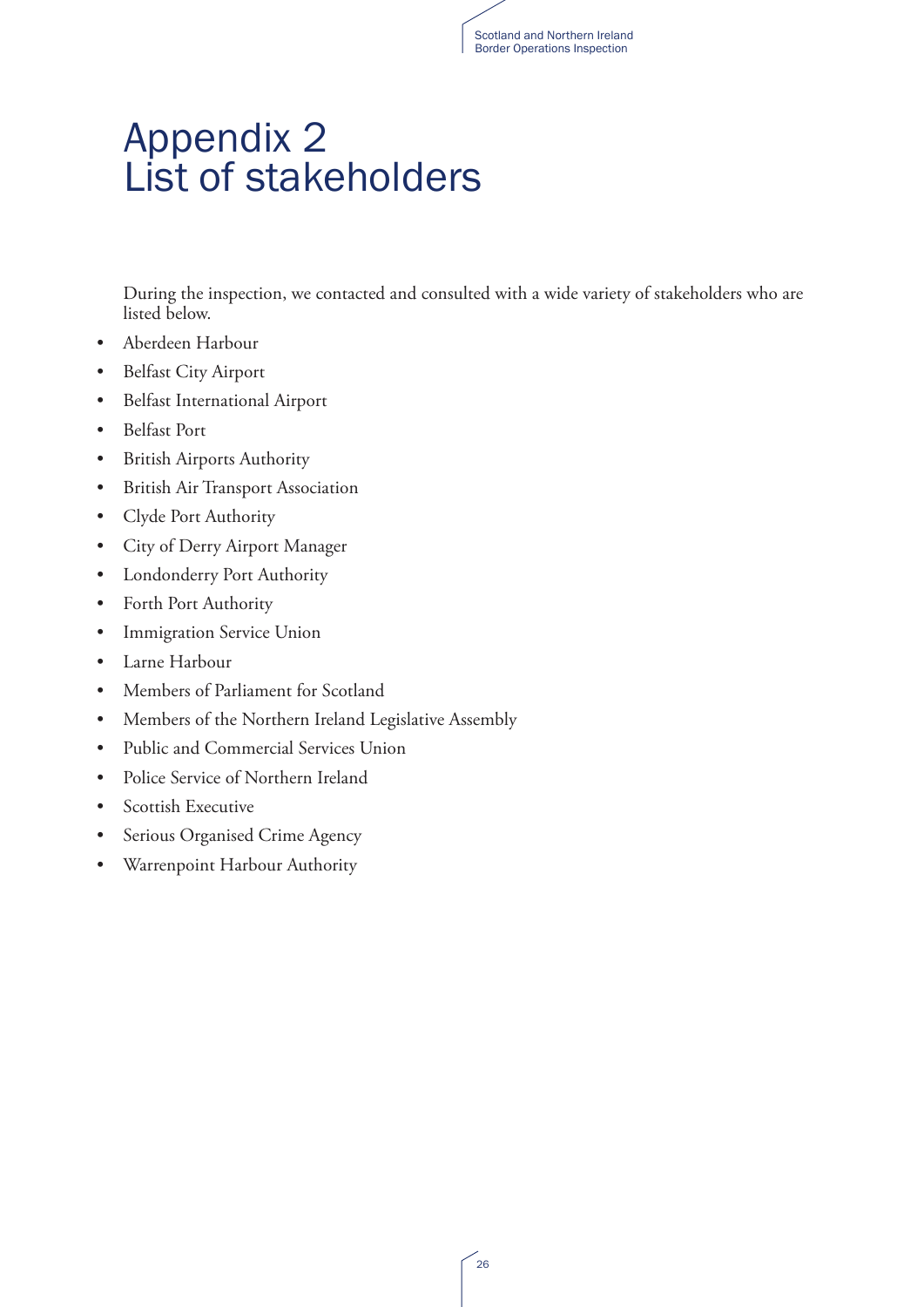# Appendix 2 List of stakeholders

During the inspection, we contacted and consulted with a wide variety of stakeholders who are listed below.

- Aberdeen Harbour
- Belfast City Airport
- Belfast International Airport
- Belfast Port
- British Airports Authority
- British Air Transport Association
- Clyde Port Authority
- City of Derry Airport Manager
- Londonderry Port Authority
- Forth Port Authority
- Immigration Service Union
- Larne Harbour
- Members of Parliament for Scotland
- Members of the Northern Ireland Legislative Assembly
- Public and Commercial Services Union
- Police Service of Northern Ireland
- Scottish Executive
- Serious Organised Crime Agency
- Warrenpoint Harbour Authority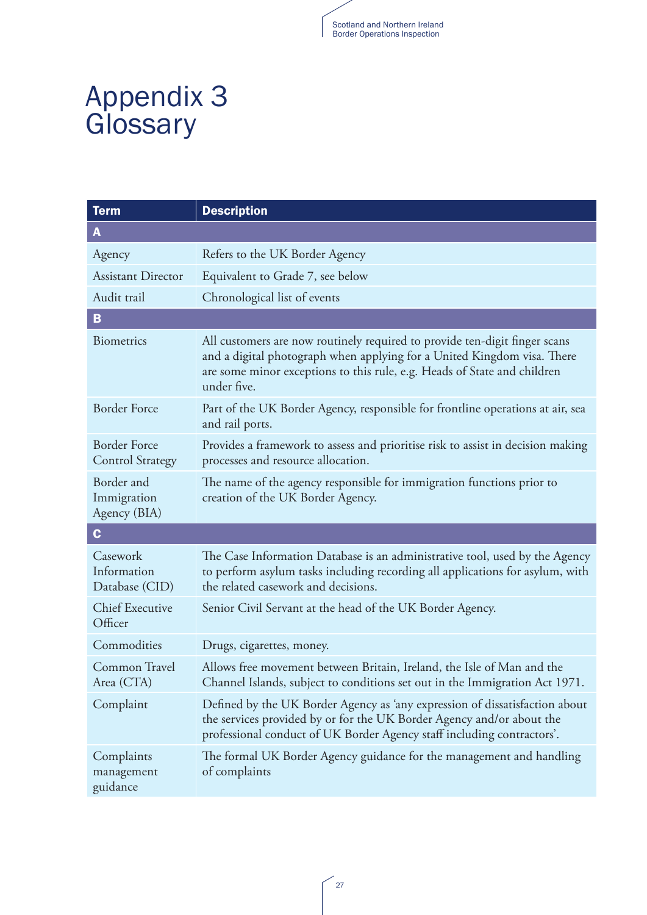# Appendix 3 Glossary

| Term | Description |
|---|---|
| **A** | |
| Agency | Refers to the UK Border Agency |
| Assistant Director | Equivalent to Grade 7, see below |
| Audit trail | Chronological list of events |
| **B** | |
| Biometrics | All customers are now routinely required to provide ten-digit finger scans and a digital photograph when applying for a United Kingdom visa. There are some minor exceptions to this rule, e.g. Heads of State and children under five. |
| Border Force | Part of the UK Border Agency, responsible for frontline operations at air, sea and rail ports. |
| Border Force Control Strategy | Provides a framework to assess and prioritise risk to assist in decision making processes and resource allocation. |
| Border and Immigration Agency (BIA) | The name of the agency responsible for immigration functions prior to creation of the UK Border Agency. |
| **C** | |
| Casework Information Database (CID) | The Case Information Database is an administrative tool, used by the Agency to perform asylum tasks including recording all applications for asylum, with the related casework and decisions. |
| Chief Executive Officer | Senior Civil Servant at the head of the UK Border Agency. |
| Commodities | Drugs, cigarettes, money. |
| Common Travel Area (CTA) | Allows free movement between Britain, Ireland, the Isle of Man and the Channel Islands, subject to conditions set out in the Immigration Act 1971. |
| Complaint | Defined by the UK Border Agency as 'any expression of dissatisfaction about the services provided by or for the UK Border Agency and/or about the professional conduct of UK Border Agency staff including contractors'. |
| Complaints management guidance | The formal UK Border Agency guidance for the management and handling of complaints |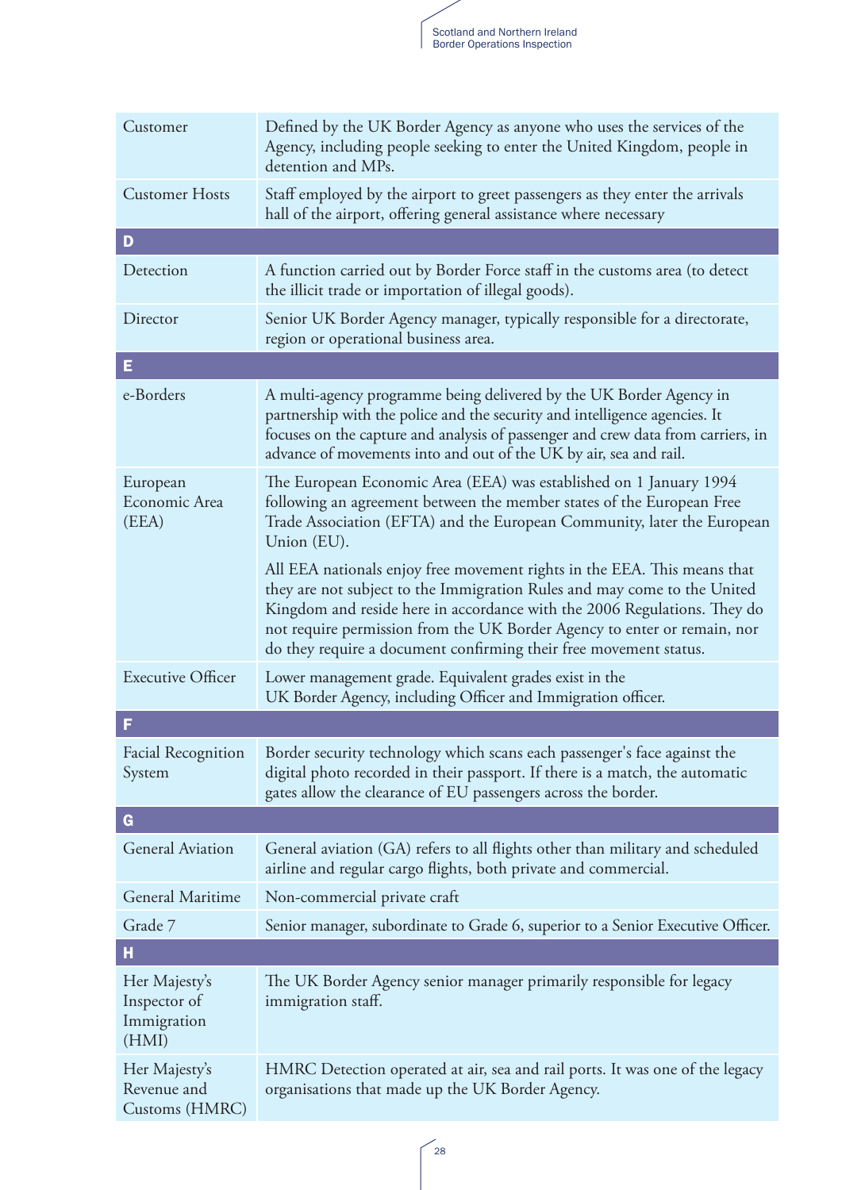| | |
|---|---|
| Customer | Defined by the UK Border Agency as anyone who uses the services of the Agency, including people seeking to enter the United Kingdom, people in detention and MPs. |
| Customer Hosts | Staff employed by the airport to greet passengers as they enter the arrivals hall of the airport, offering general assistance where necessary |
| **D** | |
| Detection | A function carried out by Border Force staff in the customs area (to detect the illicit trade or importation of illegal goods). |
| Director | Senior UK Border Agency manager, typically responsible for a directorate, region or operational business area. |
| **E** | |
| e-Borders | A multi-agency programme being delivered by the UK Border Agency in partnership with the police and the security and intelligence agencies. It focuses on the capture and analysis of passenger and crew data from carriers, in advance of movements into and out of the UK by air, sea and rail. |
| European Economic Area (EEA) | The European Economic Area (EEA) was established on 1 January 1994 following an agreement between the member states of the European Free Trade Association (EFTA) and the European Community, later the European Union (EU).<br><br>All EEA nationals enjoy free movement rights in the EEA. This means that they are not subject to the Immigration Rules and may come to the United Kingdom and reside here in accordance with the 2006 Regulations. They do not require permission from the UK Border Agency to enter or remain, nor do they require a document confirming their free movement status. |
| Executive Officer | Lower management grade. Equivalent grades exist in the UK Border Agency, including Officer and Immigration officer. |
| **F** | |
| Facial Recognition System | Border security technology which scans each passenger's face against the digital photo recorded in their passport. If there is a match, the automatic gates allow the clearance of EU passengers across the border. |
| **G** | |
| General Aviation | General aviation (GA) refers to all flights other than military and scheduled airline and regular cargo flights, both private and commercial. |
| General Maritime | Non-commercial private craft |
| Grade 7 | Senior manager, subordinate to Grade 6, superior to a Senior Executive Officer. |
| **H** | |
| Her Majesty's Inspector of Immigration (HMI) | The UK Border Agency senior manager primarily responsible for legacy immigration staff. |
| Her Majesty's Revenue and Customs (HMRC) | HMRC Detection operated at air, sea and rail ports. It was one of the legacy organisations that made up the UK Border Agency. |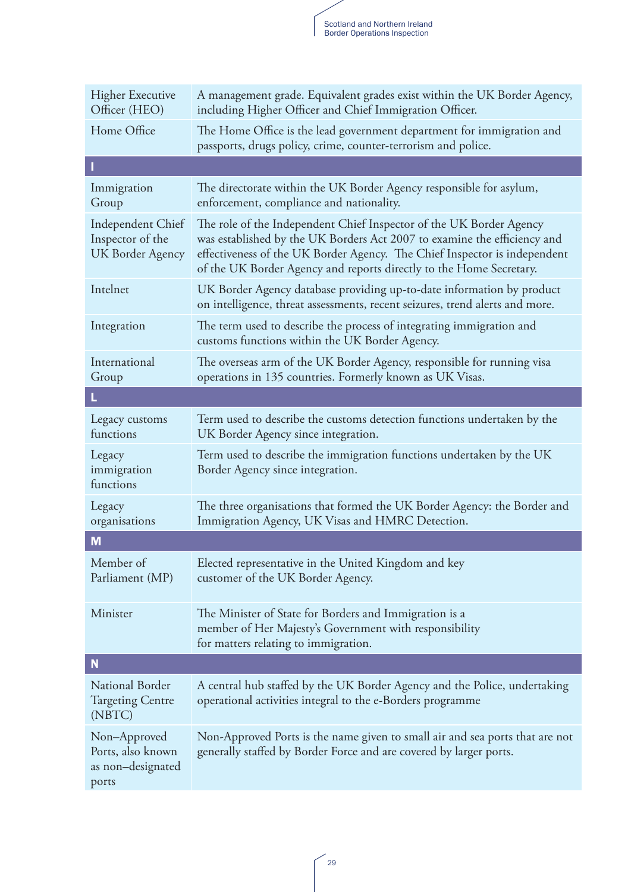| | |
|---|---|
| Higher Executive Officer (HEO) | A management grade. Equivalent grades exist within the UK Border Agency, including Higher Officer and Chief Immigration Officer. |
| Home Office | The Home Office is the lead government department for immigration and passports, drugs policy, crime, counter-terrorism and police. |
| **I** | |
| Immigration Group | The directorate within the UK Border Agency responsible for asylum, enforcement, compliance and nationality. |
| Independent Chief Inspector of the UK Border Agency | The role of the Independent Chief Inspector of the UK Border Agency was established by the UK Borders Act 2007 to examine the efficiency and effectiveness of the UK Border Agency. The Chief Inspector is independent of the UK Border Agency and reports directly to the Home Secretary. |
| Intelnet | UK Border Agency database providing up-to-date information by product on intelligence, threat assessments, recent seizures, trend alerts and more. |
| Integration | The term used to describe the process of integrating immigration and customs functions within the UK Border Agency. |
| International Group | The overseas arm of the UK Border Agency, responsible for running visa operations in 135 countries. Formerly known as UK Visas. |
| **L** | |
| Legacy customs functions | Term used to describe the customs detection functions undertaken by the UK Border Agency since integration. |
| Legacy immigration functions | Term used to describe the immigration functions undertaken by the UK Border Agency since integration. |
| Legacy organisations | The three organisations that formed the UK Border Agency: the Border and Immigration Agency, UK Visas and HMRC Detection. |
| **M** | |
| Member of Parliament (MP) | Elected representative in the United Kingdom and key customer of the UK Border Agency. |
| Minister | The Minister of State for Borders and Immigration is a member of Her Majesty's Government with responsibility for matters relating to immigration. |
| **N** | |
| National Border Targeting Centre (NBTC) | A central hub staffed by the UK Border Agency and the Police, undertaking operational activities integral to the e-Borders programme |
| Non–Approved Ports, also known as non–designated ports | Non-Approved Ports is the name given to small air and sea ports that are not generally staffed by Border Force and are covered by larger ports. |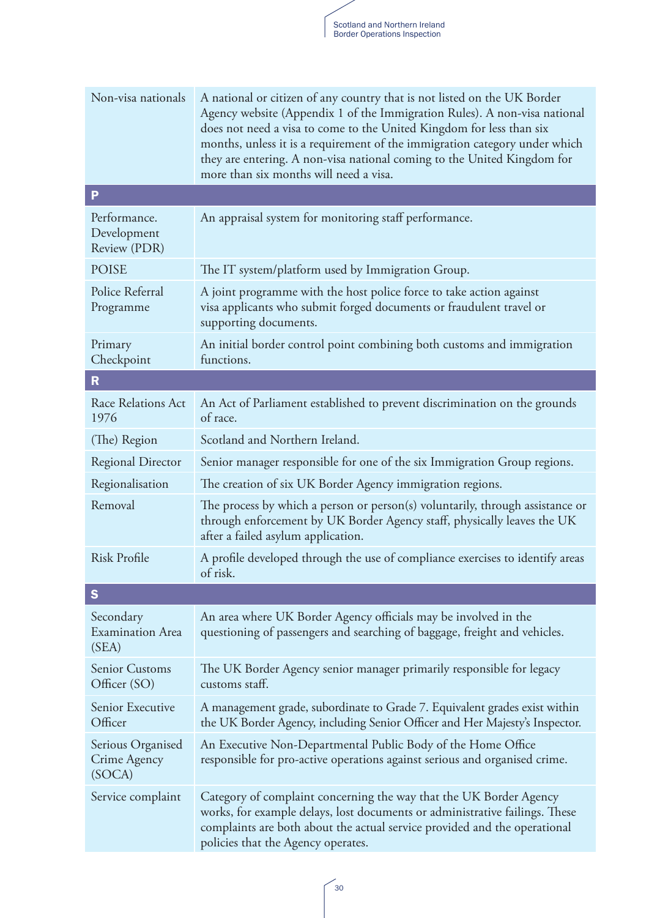| | |
|---|---|
| Non-visa nationals | A national or citizen of any country that is not listed on the UK Border Agency website (Appendix 1 of the Immigration Rules). A non-visa national does not need a visa to come to the United Kingdom for less than six months, unless it is a requirement of the immigration category under which they are entering. A non-visa national coming to the United Kingdom for more than six months will need a visa. |
| **P** | |
| Performance. Development Review (PDR) | An appraisal system for monitoring staff performance. |
| POISE | The IT system/platform used by Immigration Group. |
| Police Referral Programme | A joint programme with the host police force to take action against visa applicants who submit forged documents or fraudulent travel or supporting documents. |
| Primary Checkpoint | An initial border control point combining both customs and immigration functions. |
| **R** | |
| Race Relations Act 1976 | An Act of Parliament established to prevent discrimination on the grounds of race. |
| (The) Region | Scotland and Northern Ireland. |
| Regional Director | Senior manager responsible for one of the six Immigration Group regions. |
| Regionalisation | The creation of six UK Border Agency immigration regions. |
| Removal | The process by which a person or person(s) voluntarily, through assistance or through enforcement by UK Border Agency staff, physically leaves the UK after a failed asylum application. |
| Risk Profile | A profile developed through the use of compliance exercises to identify areas of risk. |
| **S** | |
| Secondary Examination Area (SEA) | An area where UK Border Agency officials may be involved in the questioning of passengers and searching of baggage, freight and vehicles. |
| Senior Customs Officer (SO) | The UK Border Agency senior manager primarily responsible for legacy customs staff. |
| Senior Executive Officer | A management grade, subordinate to Grade 7. Equivalent grades exist within the UK Border Agency, including Senior Officer and Her Majesty's Inspector. |
| Serious Organised Crime Agency (SOCA) | An Executive Non-Departmental Public Body of the Home Office responsible for pro-active operations against serious and organised crime. |
| Service complaint | Category of complaint concerning the way that the UK Border Agency works, for example delays, lost documents or administrative failings. These complaints are both about the actual service provided and the operational policies that the Agency operates. |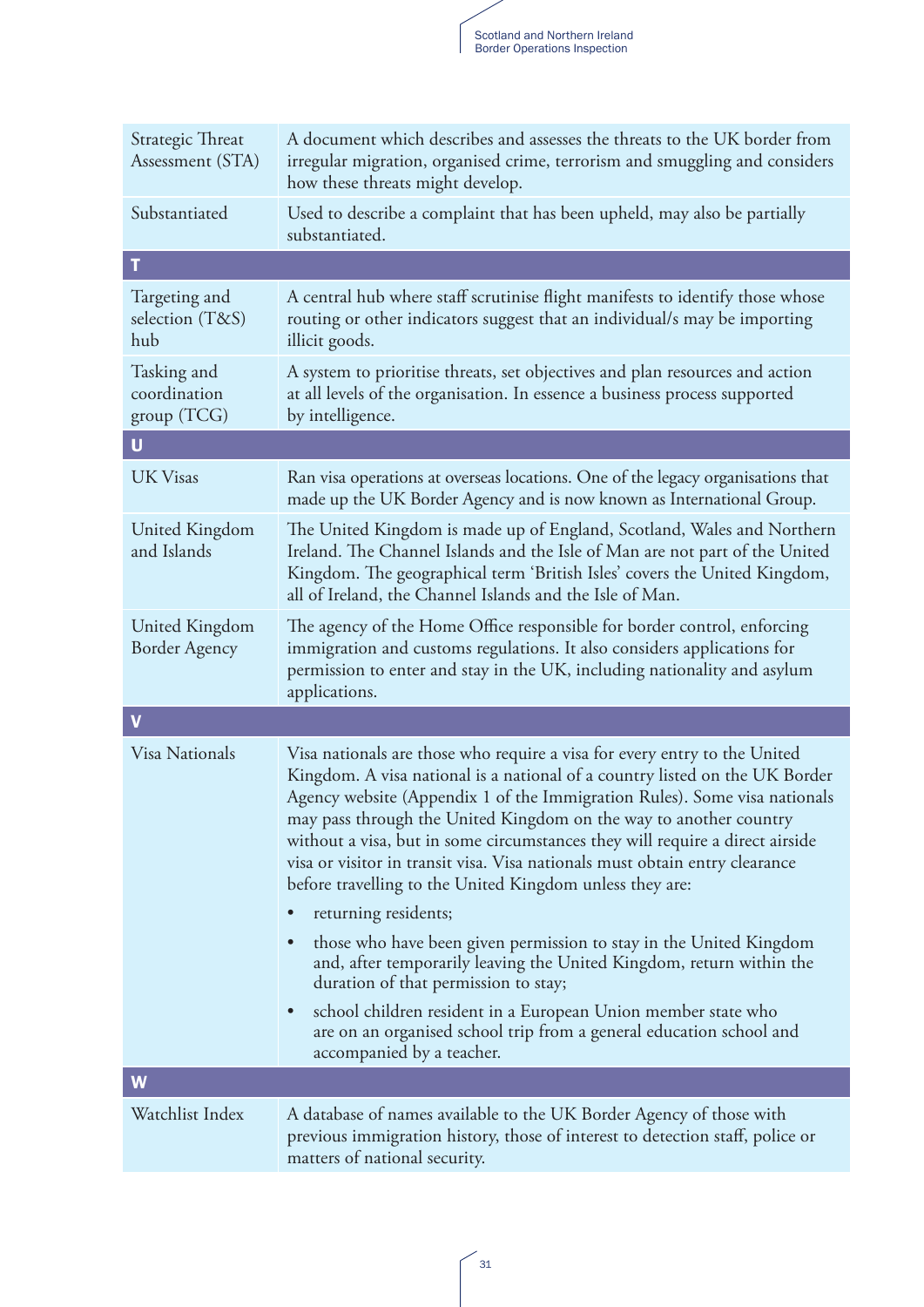| | |
|---|---|
| Strategic Threat Assessment (STA) | A document which describes and assesses the threats to the UK border from irregular migration, organised crime, terrorism and smuggling and considers how these threats might develop. |
| Substantiated | Used to describe a complaint that has been upheld, may also be partially substantiated. |
| **T** | |
| Targeting and selection (T&S) hub | A central hub where staff scrutinise flight manifests to identify those whose routing or other indicators suggest that an individual/s may be importing illicit goods. |
| Tasking and coordination group (TCG) | A system to prioritise threats, set objectives and plan resources and action at all levels of the organisation. In essence a business process supported by intelligence. |
| **U** | |
| UK Visas | Ran visa operations at overseas locations. One of the legacy organisations that made up the UK Border Agency and is now known as International Group. |
| United Kingdom and Islands | The United Kingdom is made up of England, Scotland, Wales and Northern Ireland. The Channel Islands and the Isle of Man are not part of the United Kingdom. The geographical term 'British Isles' covers the United Kingdom, all of Ireland, the Channel Islands and the Isle of Man. |
| United Kingdom Border Agency | The agency of the Home Office responsible for border control, enforcing immigration and customs regulations. It also considers applications for permission to enter and stay in the UK, including nationality and asylum applications. |
| **V** | |
| Visa Nationals | Visa nationals are those who require a visa for every entry to the United Kingdom. A visa national is a national of a country listed on the UK Border Agency website (Appendix 1 of the Immigration Rules). Some visa nationals may pass through the United Kingdom on the way to another country without a visa, but in some circumstances they will require a direct airside visa or visitor in transit visa. Visa nationals must obtain entry clearance before travelling to the United Kingdom unless they are:<br>• returning residents;<br>• those who have been given permission to stay in the United Kingdom and, after temporarily leaving the United Kingdom, return within the duration of that permission to stay;<br>• school children resident in a European Union member state who are on an organised school trip from a general education school and accompanied by a teacher. |
| **W** | |
| Watchlist Index | A database of names available to the UK Border Agency of those with previous immigration history, those of interest to detection staff, police or matters of national security. |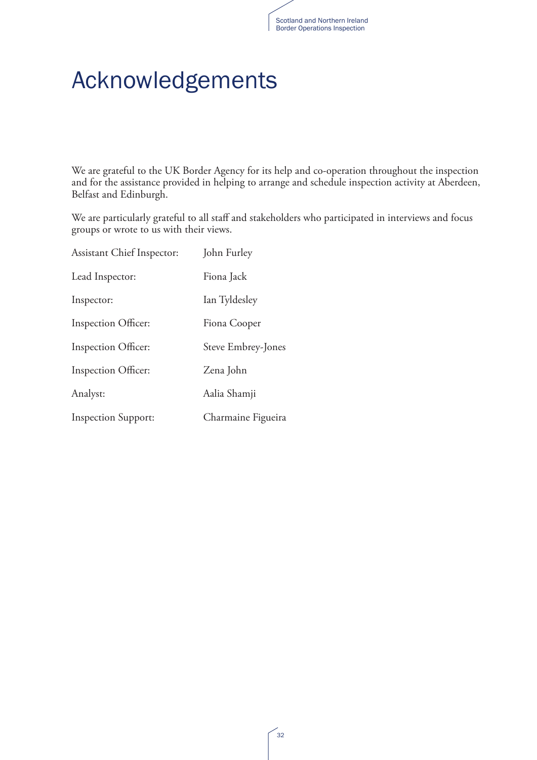# Acknowledgements

We are grateful to the UK Border Agency for its help and co-operation throughout the inspection and for the assistance provided in helping to arrange and schedule inspection activity at Aberdeen, Belfast and Edinburgh.

We are particularly grateful to all staff and stakeholders who participated in interviews and focus groups or wrote to us with their views.

| | |
|---|---|
| Assistant Chief Inspector: | John Furley |
| Lead Inspector: | Fiona Jack |
| Inspector: | Ian Tyldesley |
| Inspection Officer: | Fiona Cooper |
| Inspection Officer: | Steve Embrey-Jones |
| Inspection Officer: | Zena John |
| Analyst: | Aalia Shamji |
| Inspection Support: | Charmaine Figueira |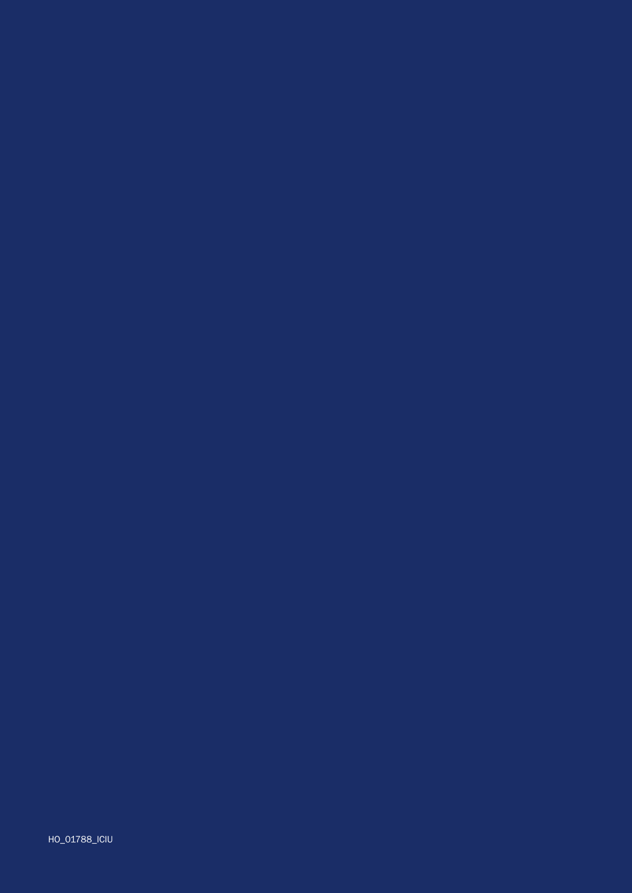HO_01788_ICIU